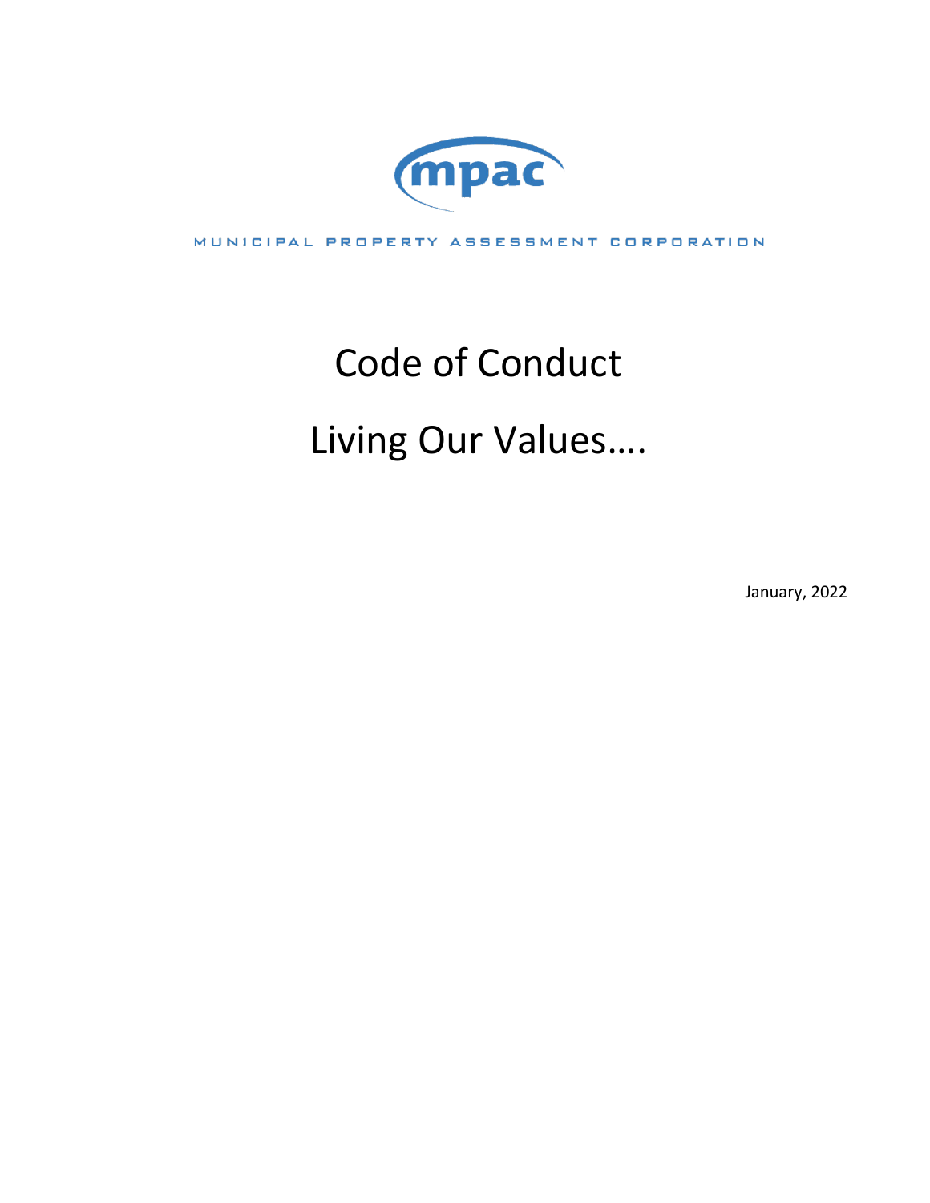mpac

MUNICIPAL PROPERTY ASSESSMENT CORPORATION

# Code of Conduct

# Living Our Values….

January, 2022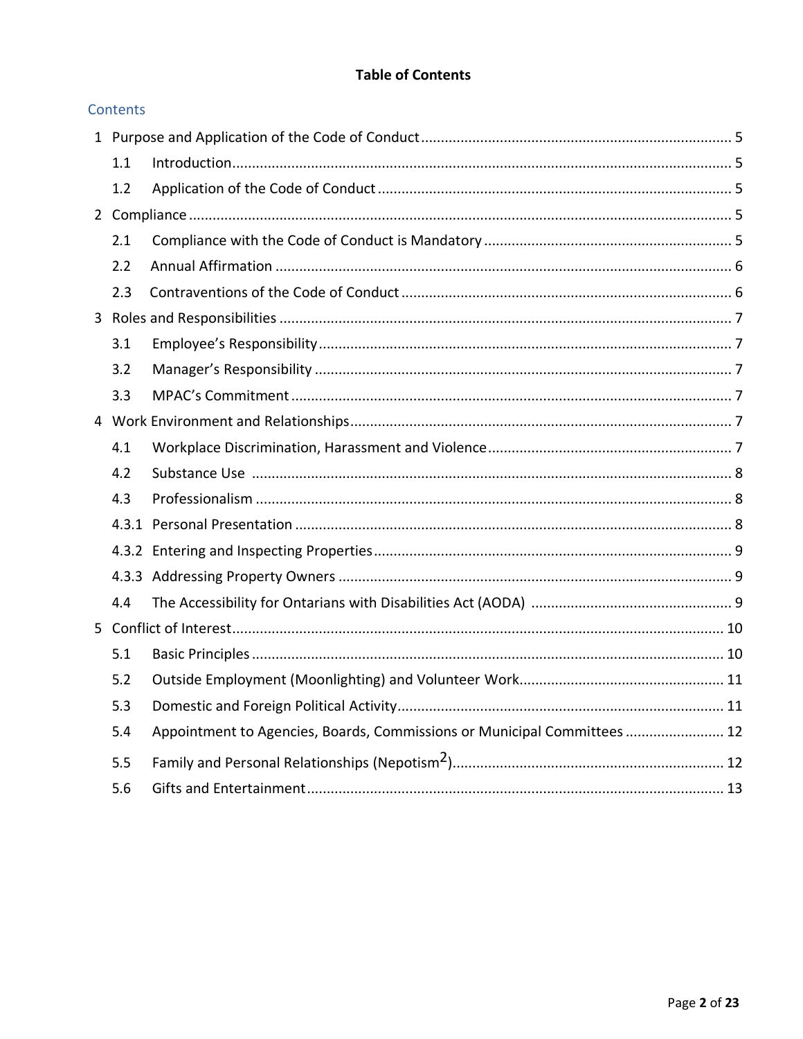**Table of Contents**

## Contents

1 Purpose and Application of the Code of Conduct .......... 5
- 1.1 Introduction .......... 5
- 1.2 Application of the Code of Conduct .......... 5

2 Compliance .......... 5
- 2.1 Compliance with the Code of Conduct is Mandatory .......... 5
- 2.2 Annual Affirmation .......... 6
- 2.3 Contraventions of the Code of Conduct .......... 6

3 Roles and Responsibilities .......... 7
- 3.1 Employee's Responsibility .......... 7
- 3.2 Manager's Responsibility .......... 7
- 3.3 MPAC's Commitment .......... 7

4 Work Environment and Relationships .......... 7
- 4.1 Workplace Discrimination, Harassment and Violence .......... 7
- 4.2 Substance Use .......... 8
- 4.3 Professionalism .......... 8
- 4.3.1 Personal Presentation .......... 8
- 4.3.2 Entering and Inspecting Properties .......... 9
- 4.3.3 Addressing Property Owners .......... 9
- 4.4 The Accessibility for Ontarians with Disabilities Act (AODA) .......... 9

5 Conflict of Interest .......... 10
- 5.1 Basic Principles .......... 10
- 5.2 Outside Employment (Moonlighting) and Volunteer Work .......... 11
- 5.3 Domestic and Foreign Political Activity .......... 11
- 5.4 Appointment to Agencies, Boards, Commissions or Municipal Committees .......... 12
- 5.5 Family and Personal Relationships (Nepotism[2]) .......... 12
- 5.6 Gifts and Entertainment .......... 13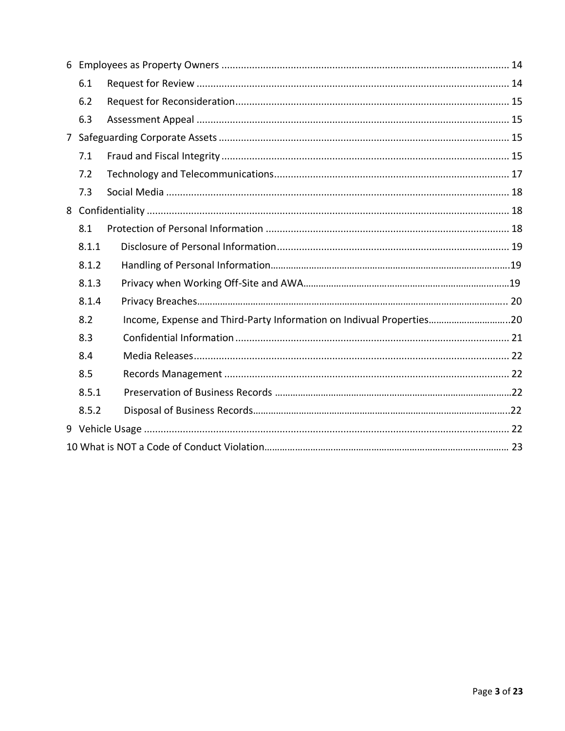6 Employees as Property Owners .......... 14

6.1 Request for Review .......... 14

6.2 Request for Reconsideration .......... 15

6.3 Assessment Appeal .......... 15

7 Safeguarding Corporate Assets .......... 15

7.1 Fraud and Fiscal Integrity .......... 15

7.2 Technology and Telecommunications .......... 17

7.3 Social Media .......... 18

8 Confidentiality .......... 18

8.1 Protection of Personal Information .......... 18

8.1.1 Disclosure of Personal Information .......... 19

8.1.2 Handling of Personal Information .......... 19

8.1.3 Privacy when Working Off-Site and AWA .......... 19

8.1.4 Privacy Breaches .......... 20

8.2 Income, Expense and Third-Party Information on Indivual Properties .......... 20

8.3 Confidential Information .......... 21

8.4 Media Releases .......... 22

8.5 Records Management .......... 22

8.5.1 Preservation of Business Records .......... 22

8.5.2 Disposal of Business Records .......... 22

9 Vehicle Usage .......... 22

10 What is NOT a Code of Conduct Violation .......... 23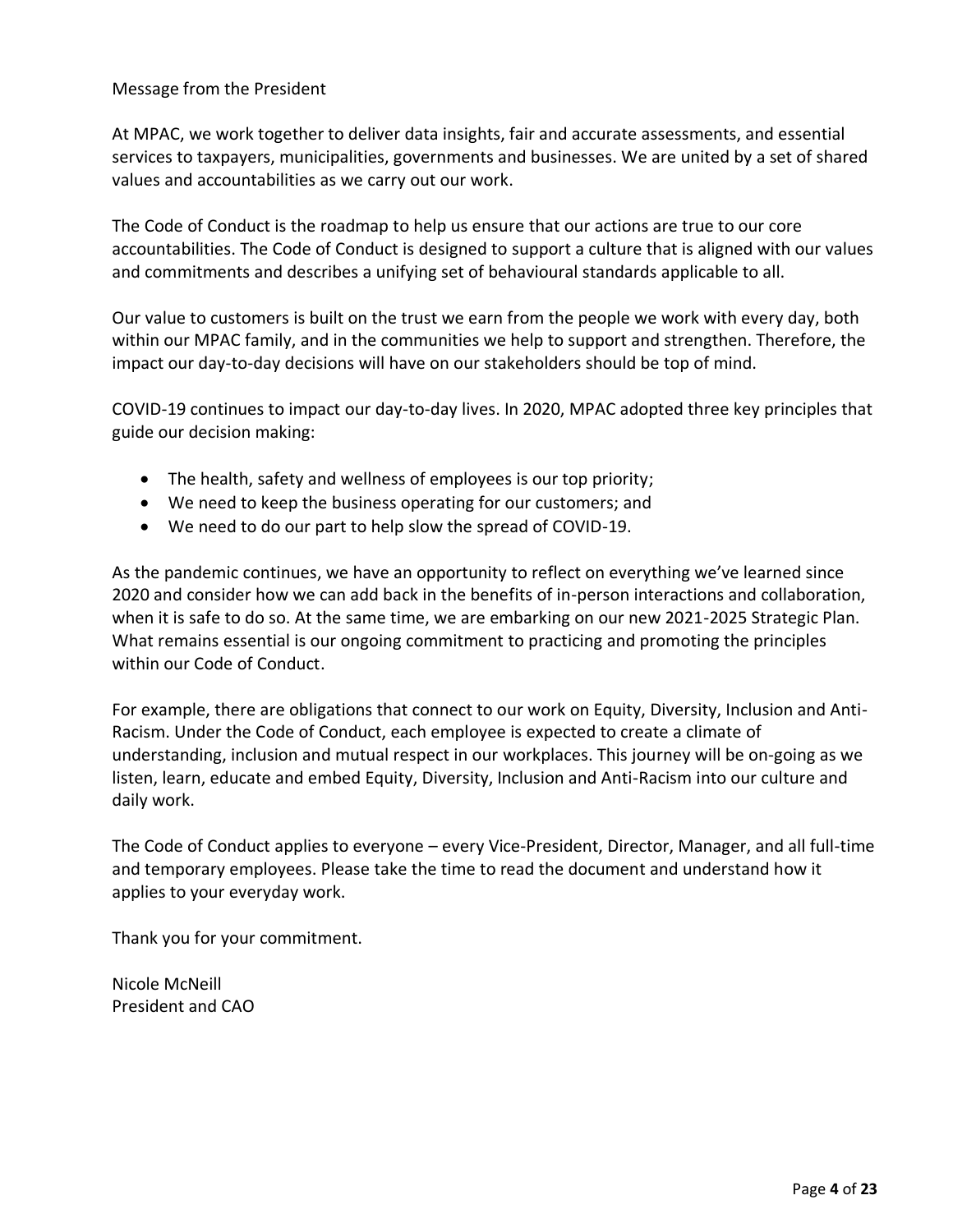## Message from the President

At MPAC, we work together to deliver data insights, fair and accurate assessments, and essential services to taxpayers, municipalities, governments and businesses. We are united by a set of shared values and accountabilities as we carry out our work.

The Code of Conduct is the roadmap to help us ensure that our actions are true to our core accountabilities. The Code of Conduct is designed to support a culture that is aligned with our values and commitments and describes a unifying set of behavioural standards applicable to all.

Our value to customers is built on the trust we earn from the people we work with every day, both within our MPAC family, and in the communities we help to support and strengthen. Therefore, the impact our day-to-day decisions will have on our stakeholders should be top of mind.

COVID-19 continues to impact our day-to-day lives. In 2020, MPAC adopted three key principles that guide our decision making:

- The health, safety and wellness of employees is our top priority;
- We need to keep the business operating for our customers; and
- We need to do our part to help slow the spread of COVID-19.

As the pandemic continues, we have an opportunity to reflect on everything we've learned since 2020 and consider how we can add back in the benefits of in-person interactions and collaboration, when it is safe to do so. At the same time, we are embarking on our new 2021-2025 Strategic Plan. What remains essential is our ongoing commitment to practicing and promoting the principles within our Code of Conduct.

For example, there are obligations that connect to our work on Equity, Diversity, Inclusion and Anti-Racism. Under the Code of Conduct, each employee is expected to create a climate of understanding, inclusion and mutual respect in our workplaces. This journey will be on-going as we listen, learn, educate and embed Equity, Diversity, Inclusion and Anti-Racism into our culture and daily work.

The Code of Conduct applies to everyone – every Vice-President, Director, Manager, and all full-time and temporary employees. Please take the time to read the document and understand how it applies to your everyday work.

Thank you for your commitment.

Nicole McNeill
President and CAO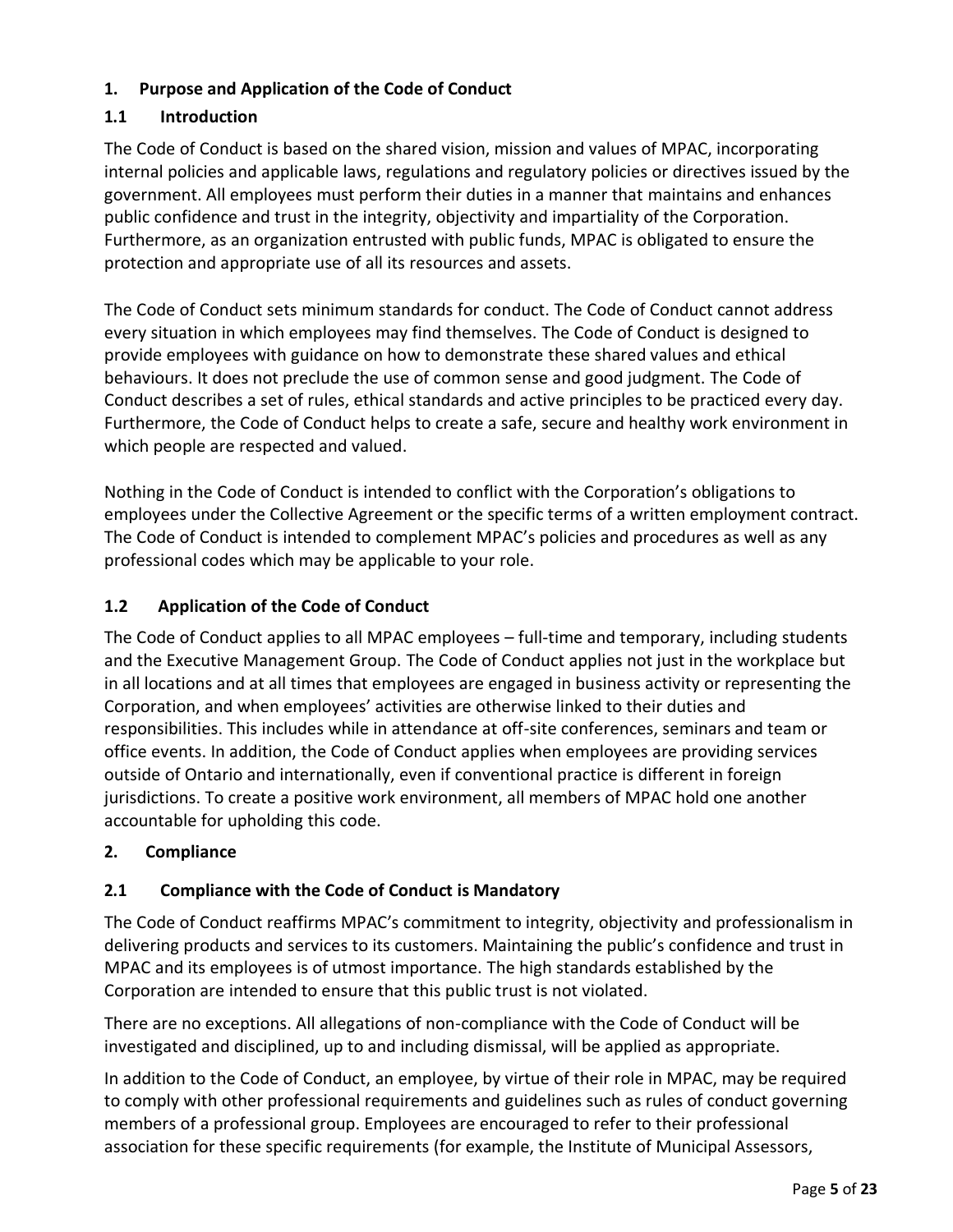## 1. Purpose and Application of the Code of Conduct

### 1.1 Introduction

The Code of Conduct is based on the shared vision, mission and values of MPAC, incorporating internal policies and applicable laws, regulations and regulatory policies or directives issued by the government. All employees must perform their duties in a manner that maintains and enhances public confidence and trust in the integrity, objectivity and impartiality of the Corporation. Furthermore, as an organization entrusted with public funds, MPAC is obligated to ensure the protection and appropriate use of all its resources and assets.

The Code of Conduct sets minimum standards for conduct. The Code of Conduct cannot address every situation in which employees may find themselves. The Code of Conduct is designed to provide employees with guidance on how to demonstrate these shared values and ethical behaviours. It does not preclude the use of common sense and good judgment. The Code of Conduct describes a set of rules, ethical standards and active principles to be practiced every day. Furthermore, the Code of Conduct helps to create a safe, secure and healthy work environment in which people are respected and valued.

Nothing in the Code of Conduct is intended to conflict with the Corporation's obligations to employees under the Collective Agreement or the specific terms of a written employment contract. The Code of Conduct is intended to complement MPAC's policies and procedures as well as any professional codes which may be applicable to your role.

### 1.2 Application of the Code of Conduct

The Code of Conduct applies to all MPAC employees – full-time and temporary, including students and the Executive Management Group. The Code of Conduct applies not just in the workplace but in all locations and at all times that employees are engaged in business activity or representing the Corporation, and when employees' activities are otherwise linked to their duties and responsibilities. This includes while in attendance at off-site conferences, seminars and team or office events. In addition, the Code of Conduct applies when employees are providing services outside of Ontario and internationally, even if conventional practice is different in foreign jurisdictions. To create a positive work environment, all members of MPAC hold one another accountable for upholding this code.

## 2. Compliance

### 2.1 Compliance with the Code of Conduct is Mandatory

The Code of Conduct reaffirms MPAC's commitment to integrity, objectivity and professionalism in delivering products and services to its customers. Maintaining the public's confidence and trust in MPAC and its employees is of utmost importance. The high standards established by the Corporation are intended to ensure that this public trust is not violated.

There are no exceptions. All allegations of non-compliance with the Code of Conduct will be investigated and disciplined, up to and including dismissal, will be applied as appropriate.

In addition to the Code of Conduct, an employee, by virtue of their role in MPAC, may be required to comply with other professional requirements and guidelines such as rules of conduct governing members of a professional group. Employees are encouraged to refer to their professional association for these specific requirements (for example, the Institute of Municipal Assessors,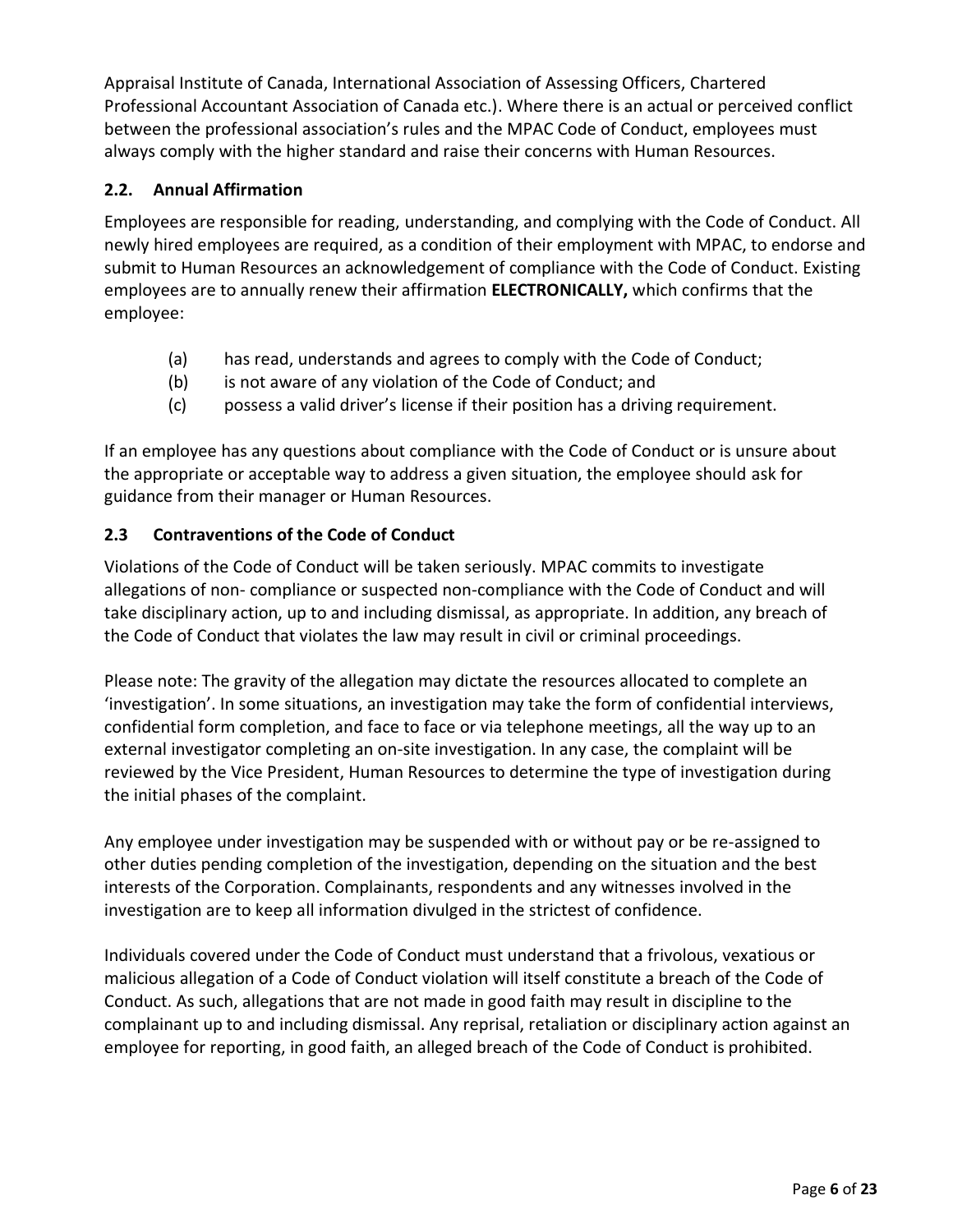Appraisal Institute of Canada, International Association of Assessing Officers, Chartered Professional Accountant Association of Canada etc.). Where there is an actual or perceived conflict between the professional association's rules and the MPAC Code of Conduct, employees must always comply with the higher standard and raise their concerns with Human Resources.

### 2.2. Annual Affirmation

Employees are responsible for reading, understanding, and complying with the Code of Conduct. All newly hired employees are required, as a condition of their employment with MPAC, to endorse and submit to Human Resources an acknowledgement of compliance with the Code of Conduct. Existing employees are to annually renew their affirmation **ELECTRONICALLY,** which confirms that the employee:

- (a) has read, understands and agrees to comply with the Code of Conduct;
- (b) is not aware of any violation of the Code of Conduct; and
- (c) possess a valid driver's license if their position has a driving requirement.

If an employee has any questions about compliance with the Code of Conduct or is unsure about the appropriate or acceptable way to address a given situation, the employee should ask for guidance from their manager or Human Resources.

### 2.3 Contraventions of the Code of Conduct

Violations of the Code of Conduct will be taken seriously. MPAC commits to investigate allegations of non- compliance or suspected non-compliance with the Code of Conduct and will take disciplinary action, up to and including dismissal, as appropriate. In addition, any breach of the Code of Conduct that violates the law may result in civil or criminal proceedings.

Please note: The gravity of the allegation may dictate the resources allocated to complete an 'investigation'. In some situations, an investigation may take the form of confidential interviews, confidential form completion, and face to face or via telephone meetings, all the way up to an external investigator completing an on-site investigation. In any case, the complaint will be reviewed by the Vice President, Human Resources to determine the type of investigation during the initial phases of the complaint.

Any employee under investigation may be suspended with or without pay or be re-assigned to other duties pending completion of the investigation, depending on the situation and the best interests of the Corporation. Complainants, respondents and any witnesses involved in the investigation are to keep all information divulged in the strictest of confidence.

Individuals covered under the Code of Conduct must understand that a frivolous, vexatious or malicious allegation of a Code of Conduct violation will itself constitute a breach of the Code of Conduct. As such, allegations that are not made in good faith may result in discipline to the complainant up to and including dismissal. Any reprisal, retaliation or disciplinary action against an employee for reporting, in good faith, an alleged breach of the Code of Conduct is prohibited.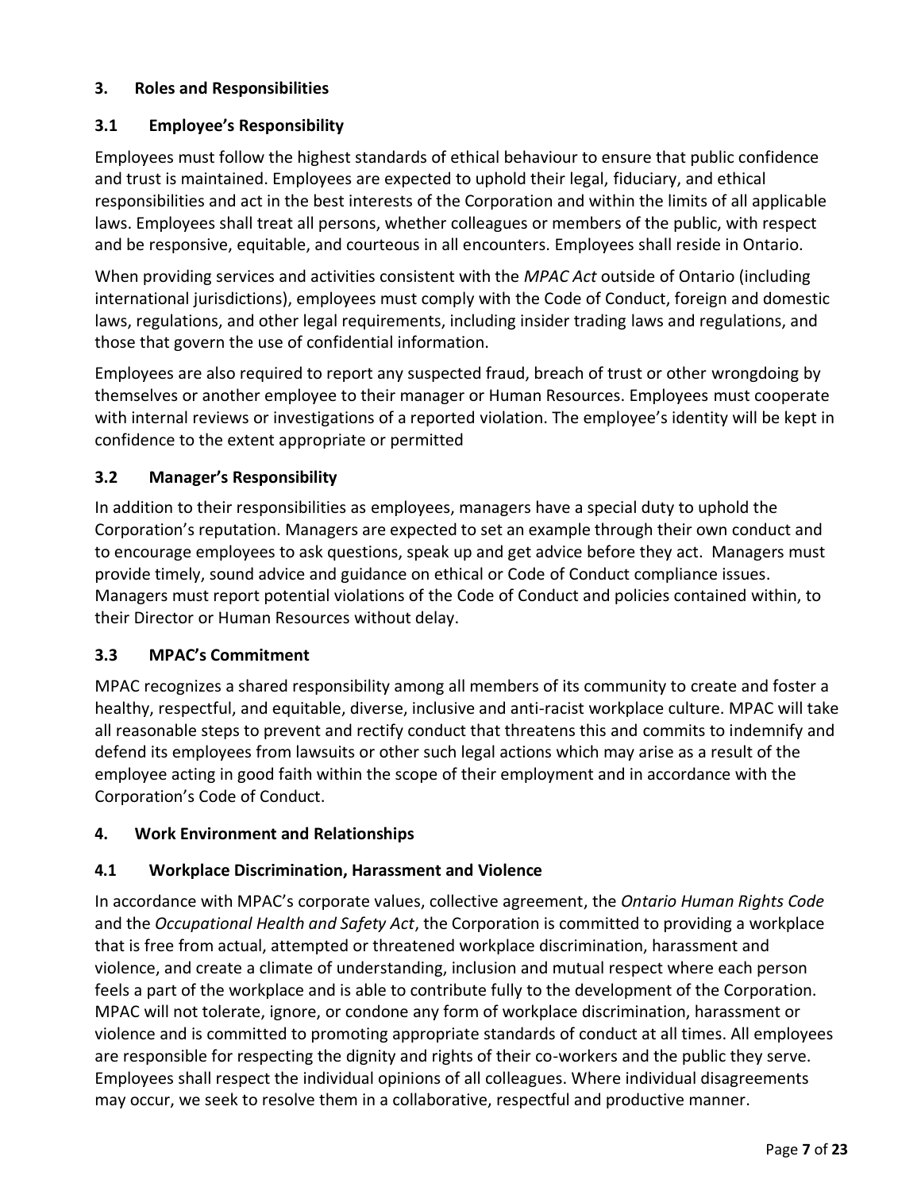## 3. Roles and Responsibilities

### 3.1 Employee's Responsibility

Employees must follow the highest standards of ethical behaviour to ensure that public confidence and trust is maintained. Employees are expected to uphold their legal, fiduciary, and ethical responsibilities and act in the best interests of the Corporation and within the limits of all applicable laws. Employees shall treat all persons, whether colleagues or members of the public, with respect and be responsive, equitable, and courteous in all encounters. Employees shall reside in Ontario.

When providing services and activities consistent with the *MPAC Act* outside of Ontario (including international jurisdictions), employees must comply with the Code of Conduct, foreign and domestic laws, regulations, and other legal requirements, including insider trading laws and regulations, and those that govern the use of confidential information.

Employees are also required to report any suspected fraud, breach of trust or other wrongdoing by themselves or another employee to their manager or Human Resources. Employees must cooperate with internal reviews or investigations of a reported violation. The employee's identity will be kept in confidence to the extent appropriate or permitted

### 3.2 Manager's Responsibility

In addition to their responsibilities as employees, managers have a special duty to uphold the Corporation's reputation. Managers are expected to set an example through their own conduct and to encourage employees to ask questions, speak up and get advice before they act. Managers must provide timely, sound advice and guidance on ethical or Code of Conduct compliance issues. Managers must report potential violations of the Code of Conduct and policies contained within, to their Director or Human Resources without delay.

### 3.3 MPAC's Commitment

MPAC recognizes a shared responsibility among all members of its community to create and foster a healthy, respectful, and equitable, diverse, inclusive and anti-racist workplace culture. MPAC will take all reasonable steps to prevent and rectify conduct that threatens this and commits to indemnify and defend its employees from lawsuits or other such legal actions which may arise as a result of the employee acting in good faith within the scope of their employment and in accordance with the Corporation's Code of Conduct.

## 4. Work Environment and Relationships

### 4.1 Workplace Discrimination, Harassment and Violence

In accordance with MPAC's corporate values, collective agreement, the *Ontario Human Rights Code* and the *Occupational Health and Safety Act*, the Corporation is committed to providing a workplace that is free from actual, attempted or threatened workplace discrimination, harassment and violence, and create a climate of understanding, inclusion and mutual respect where each person feels a part of the workplace and is able to contribute fully to the development of the Corporation. MPAC will not tolerate, ignore, or condone any form of workplace discrimination, harassment or violence and is committed to promoting appropriate standards of conduct at all times. All employees are responsible for respecting the dignity and rights of their co-workers and the public they serve. Employees shall respect the individual opinions of all colleagues. Where individual disagreements may occur, we seek to resolve them in a collaborative, respectful and productive manner.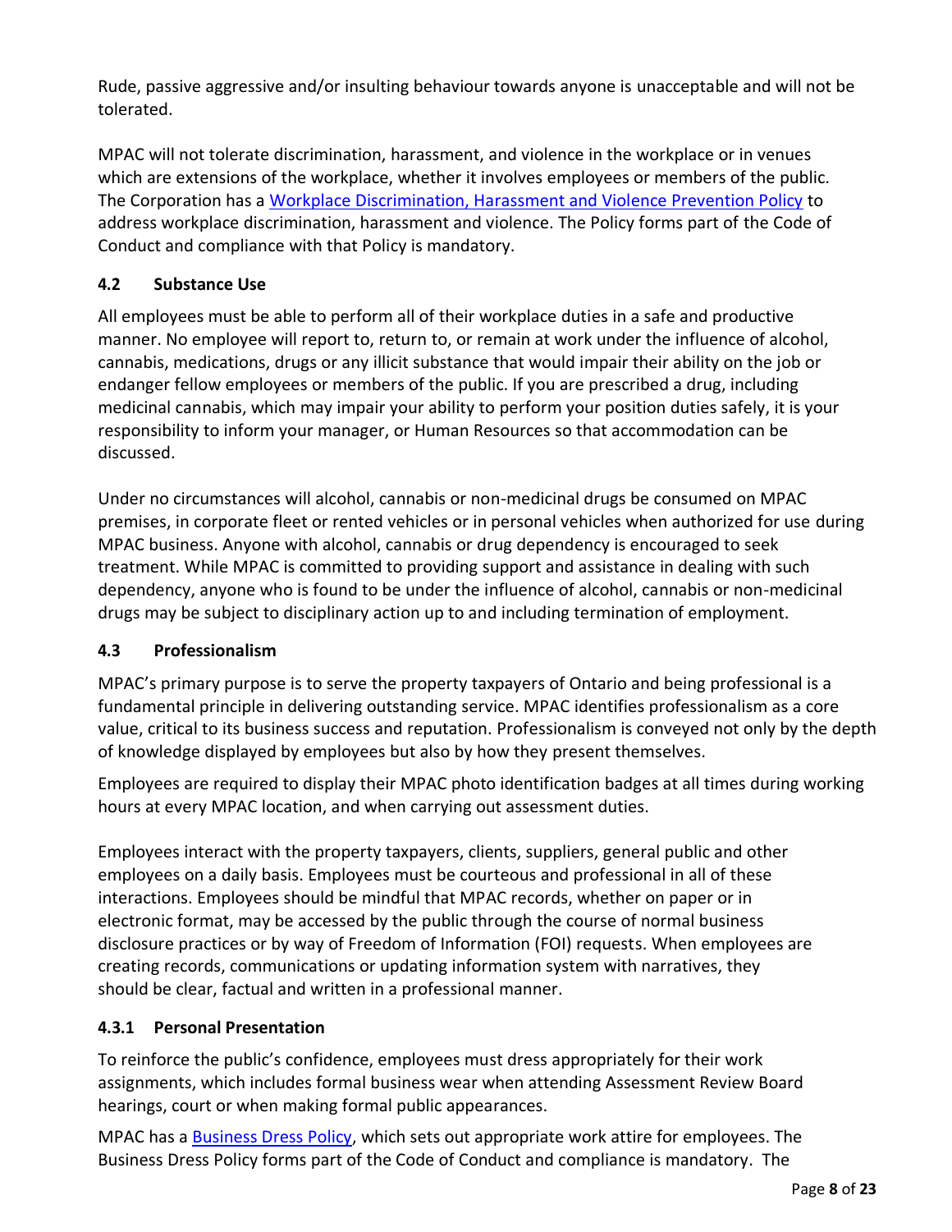Rude, passive aggressive and/or insulting behaviour towards anyone is unacceptable and will not be tolerated.

MPAC will not tolerate discrimination, harassment, and violence in the workplace or in venues which are extensions of the workplace, whether it involves employees or members of the public. The Corporation has a [Workplace Discrimination, Harassment and Violence Prevention Policy] to address workplace discrimination, harassment and violence. The Policy forms part of the Code of Conduct and compliance with that Policy is mandatory.

### 4.2 Substance Use

All employees must be able to perform all of their workplace duties in a safe and productive manner. No employee will report to, return to, or remain at work under the influence of alcohol, cannabis, medications, drugs or any illicit substance that would impair their ability on the job or endanger fellow employees or members of the public. If you are prescribed a drug, including medicinal cannabis, which may impair your ability to perform your position duties safely, it is your responsibility to inform your manager, or Human Resources so that accommodation can be discussed.

Under no circumstances will alcohol, cannabis or non-medicinal drugs be consumed on MPAC premises, in corporate fleet or rented vehicles or in personal vehicles when authorized for use during MPAC business. Anyone with alcohol, cannabis or drug dependency is encouraged to seek treatment. While MPAC is committed to providing support and assistance in dealing with such dependency, anyone who is found to be under the influence of alcohol, cannabis or non-medicinal drugs may be subject to disciplinary action up to and including termination of employment.

### 4.3 Professionalism

MPAC's primary purpose is to serve the property taxpayers of Ontario and being professional is a fundamental principle in delivering outstanding service. MPAC identifies professionalism as a core value, critical to its business success and reputation. Professionalism is conveyed not only by the depth of knowledge displayed by employees but also by how they present themselves.

Employees are required to display their MPAC photo identification badges at all times during working hours at every MPAC location, and when carrying out assessment duties.

Employees interact with the property taxpayers, clients, suppliers, general public and other employees on a daily basis. Employees must be courteous and professional in all of these interactions. Employees should be mindful that MPAC records, whether on paper or in electronic format, may be accessed by the public through the course of normal business disclosure practices or by way of Freedom of Information (FOI) requests. When employees are creating records, communications or updating information system with narratives, they should be clear, factual and written in a professional manner.

#### 4.3.1 Personal Presentation

To reinforce the public's confidence, employees must dress appropriately for their work assignments, which includes formal business wear when attending Assessment Review Board hearings, court or when making formal public appearances.

MPAC has a [Business Dress Policy], which sets out appropriate work attire for employees. The Business Dress Policy forms part of the Code of Conduct and compliance is mandatory. The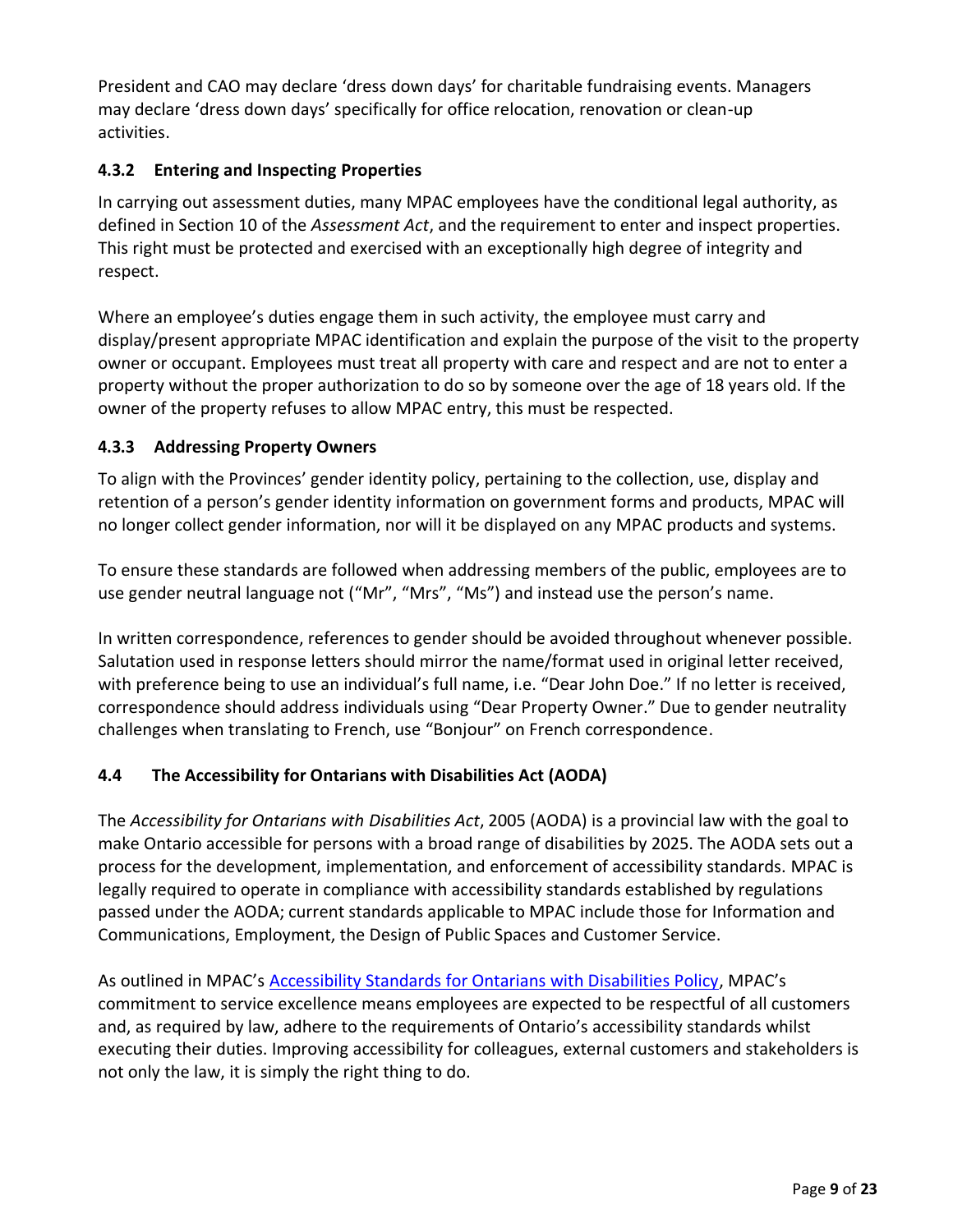President and CAO may declare 'dress down days' for charitable fundraising events. Managers may declare 'dress down days' specifically for office relocation, renovation or clean-up activities.

### 4.3.2 Entering and Inspecting Properties

In carrying out assessment duties, many MPAC employees have the conditional legal authority, as defined in Section 10 of the *Assessment Act*, and the requirement to enter and inspect properties. This right must be protected and exercised with an exceptionally high degree of integrity and respect.

Where an employee's duties engage them in such activity, the employee must carry and display/present appropriate MPAC identification and explain the purpose of the visit to the property owner or occupant. Employees must treat all property with care and respect and are not to enter a property without the proper authorization to do so by someone over the age of 18 years old. If the owner of the property refuses to allow MPAC entry, this must be respected.

### 4.3.3 Addressing Property Owners

To align with the Provinces' gender identity policy, pertaining to the collection, use, display and retention of a person's gender identity information on government forms and products, MPAC will no longer collect gender information, nor will it be displayed on any MPAC products and systems.

To ensure these standards are followed when addressing members of the public, employees are to use gender neutral language not ("Mr", "Mrs", "Ms") and instead use the person's name.

In written correspondence, references to gender should be avoided throughout whenever possible. Salutation used in response letters should mirror the name/format used in original letter received, with preference being to use an individual's full name, i.e. "Dear John Doe." If no letter is received, correspondence should address individuals using "Dear Property Owner." Due to gender neutrality challenges when translating to French, use "Bonjour" on French correspondence.

## 4.4 The Accessibility for Ontarians with Disabilities Act (AODA)

The *Accessibility for Ontarians with Disabilities Act*, 2005 (AODA) is a provincial law with the goal to make Ontario accessible for persons with a broad range of disabilities by 2025. The AODA sets out a process for the development, implementation, and enforcement of accessibility standards. MPAC is legally required to operate in compliance with accessibility standards established by regulations passed under the AODA; current standards applicable to MPAC include those for Information and Communications, Employment, the Design of Public Spaces and Customer Service.

As outlined in MPAC's Accessibility Standards for Ontarians with Disabilities Policy, MPAC's commitment to service excellence means employees are expected to be respectful of all customers and, as required by law, adhere to the requirements of Ontario's accessibility standards whilst executing their duties. Improving accessibility for colleagues, external customers and stakeholders is not only the law, it is simply the right thing to do.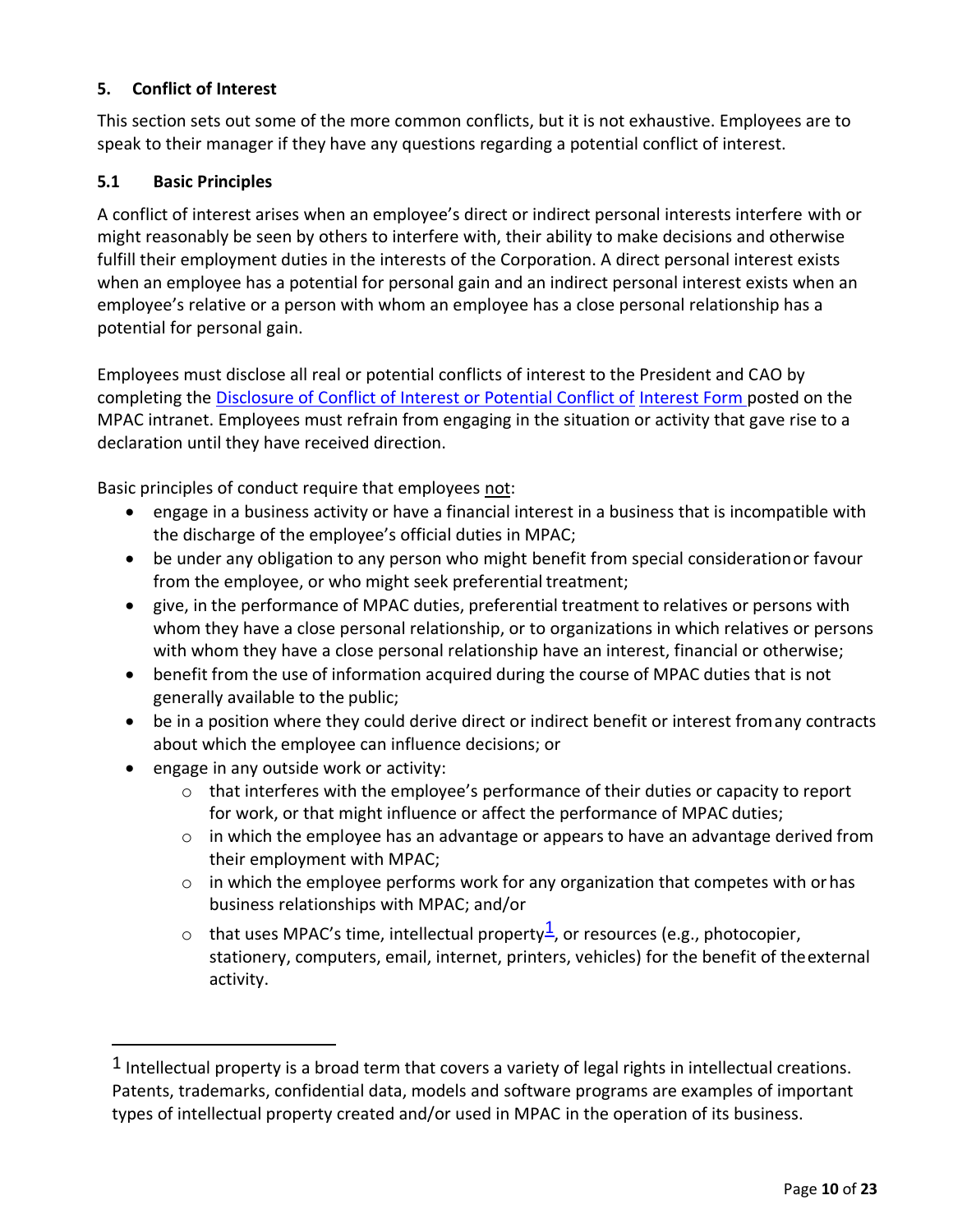## 5. Conflict of Interest

This section sets out some of the more common conflicts, but it is not exhaustive. Employees are to speak to their manager if they have any questions regarding a potential conflict of interest.

### 5.1 Basic Principles

A conflict of interest arises when an employee's direct or indirect personal interests interfere with or might reasonably be seen by others to interfere with, their ability to make decisions and otherwise fulfill their employment duties in the interests of the Corporation. A direct personal interest exists when an employee has a potential for personal gain and an indirect personal interest exists when an employee's relative or a person with whom an employee has a close personal relationship has a potential for personal gain.

Employees must disclose all real or potential conflicts of interest to the President and CAO by completing the Disclosure of Conflict of Interest or Potential Conflict of Interest Form posted on the MPAC intranet. Employees must refrain from engaging in the situation or activity that gave rise to a declaration until they have received direction.

Basic principles of conduct require that employees not:

- engage in a business activity or have a financial interest in a business that is incompatible with the discharge of the employee's official duties in MPAC;
- be under any obligation to any person who might benefit from special consideration or favour from the employee, or who might seek preferential treatment;
- give, in the performance of MPAC duties, preferential treatment to relatives or persons with whom they have a close personal relationship, or to organizations in which relatives or persons with whom they have a close personal relationship have an interest, financial or otherwise;
- benefit from the use of information acquired during the course of MPAC duties that is not generally available to the public;
- be in a position where they could derive direct or indirect benefit or interest from any contracts about which the employee can influence decisions; or
- engage in any outside work or activity:
  - that interferes with the employee's performance of their duties or capacity to report for work, or that might influence or affect the performance of MPAC duties;
  - in which the employee has an advantage or appears to have an advantage derived from their employment with MPAC;
  - in which the employee performs work for any organization that competes with or has business relationships with MPAC; and/or
  - that uses MPAC's time, intellectual property[1], or resources (e.g., photocopier, stationery, computers, email, internet, printers, vehicles) for the benefit of the external activity.

[1] Intellectual property is a broad term that covers a variety of legal rights in intellectual creations. Patents, trademarks, confidential data, models and software programs are examples of important types of intellectual property created and/or used in MPAC in the operation of its business.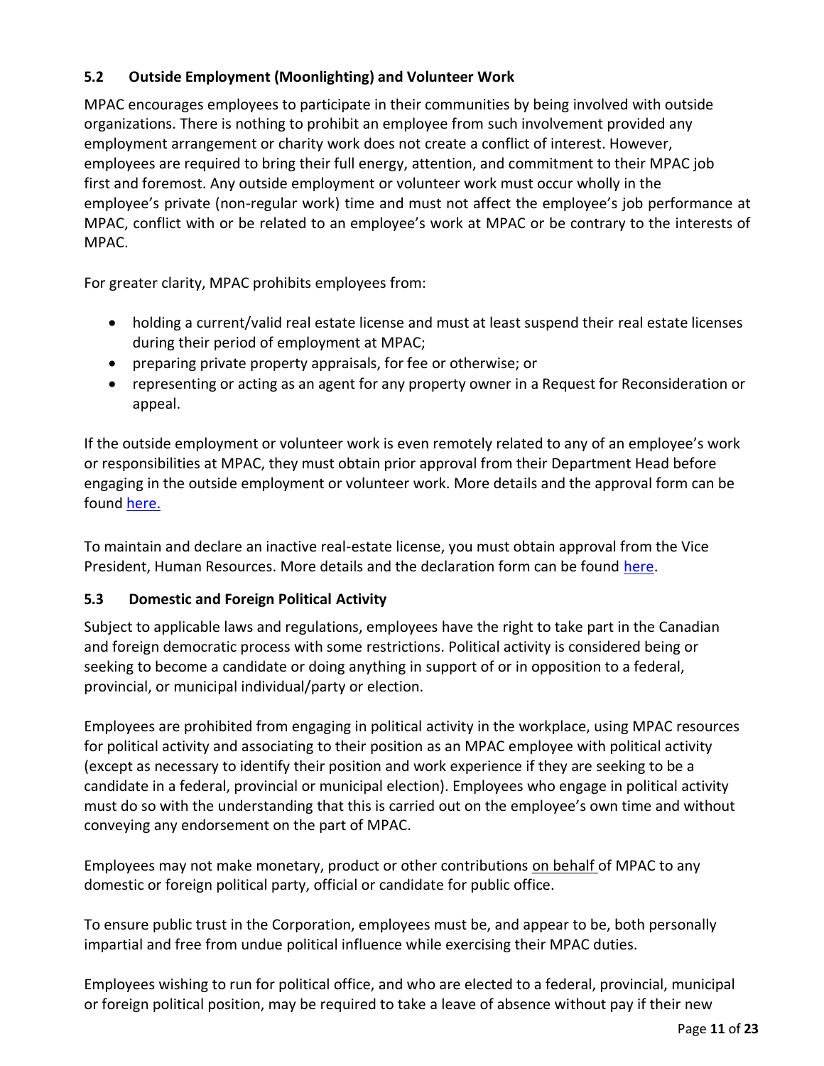### 5.2 Outside Employment (Moonlighting) and Volunteer Work

MPAC encourages employees to participate in their communities by being involved with outside organizations. There is nothing to prohibit an employee from such involvement provided any employment arrangement or charity work does not create a conflict of interest. However, employees are required to bring their full energy, attention, and commitment to their MPAC job first and foremost. Any outside employment or volunteer work must occur wholly in the employee's private (non-regular work) time and must not affect the employee's job performance at MPAC, conflict with or be related to an employee's work at MPAC or be contrary to the interests of MPAC.

For greater clarity, MPAC prohibits employees from:

- holding a current/valid real estate license and must at least suspend their real estate licenses during their period of employment at MPAC;
- preparing private property appraisals, for fee or otherwise; or
- representing or acting as an agent for any property owner in a Request for Reconsideration or appeal.

If the outside employment or volunteer work is even remotely related to any of an employee's work or responsibilities at MPAC, they must obtain prior approval from their Department Head before engaging in the outside employment or volunteer work. More details and the approval form can be found here.

To maintain and declare an inactive real-estate license, you must obtain approval from the Vice President, Human Resources. More details and the declaration form can be found here.

### 5.3 Domestic and Foreign Political Activity

Subject to applicable laws and regulations, employees have the right to take part in the Canadian and foreign democratic process with some restrictions. Political activity is considered being or seeking to become a candidate or doing anything in support of or in opposition to a federal, provincial, or municipal individual/party or election.

Employees are prohibited from engaging in political activity in the workplace, using MPAC resources for political activity and associating to their position as an MPAC employee with political activity (except as necessary to identify their position and work experience if they are seeking to be a candidate in a federal, provincial or municipal election). Employees who engage in political activity must do so with the understanding that this is carried out on the employee's own time and without conveying any endorsement on the part of MPAC.

Employees may not make monetary, product or other contributions on behalf of MPAC to any domestic or foreign political party, official or candidate for public office.

To ensure public trust in the Corporation, employees must be, and appear to be, both personally impartial and free from undue political influence while exercising their MPAC duties.

Employees wishing to run for political office, and who are elected to a federal, provincial, municipal or foreign political position, may be required to take a leave of absence without pay if their new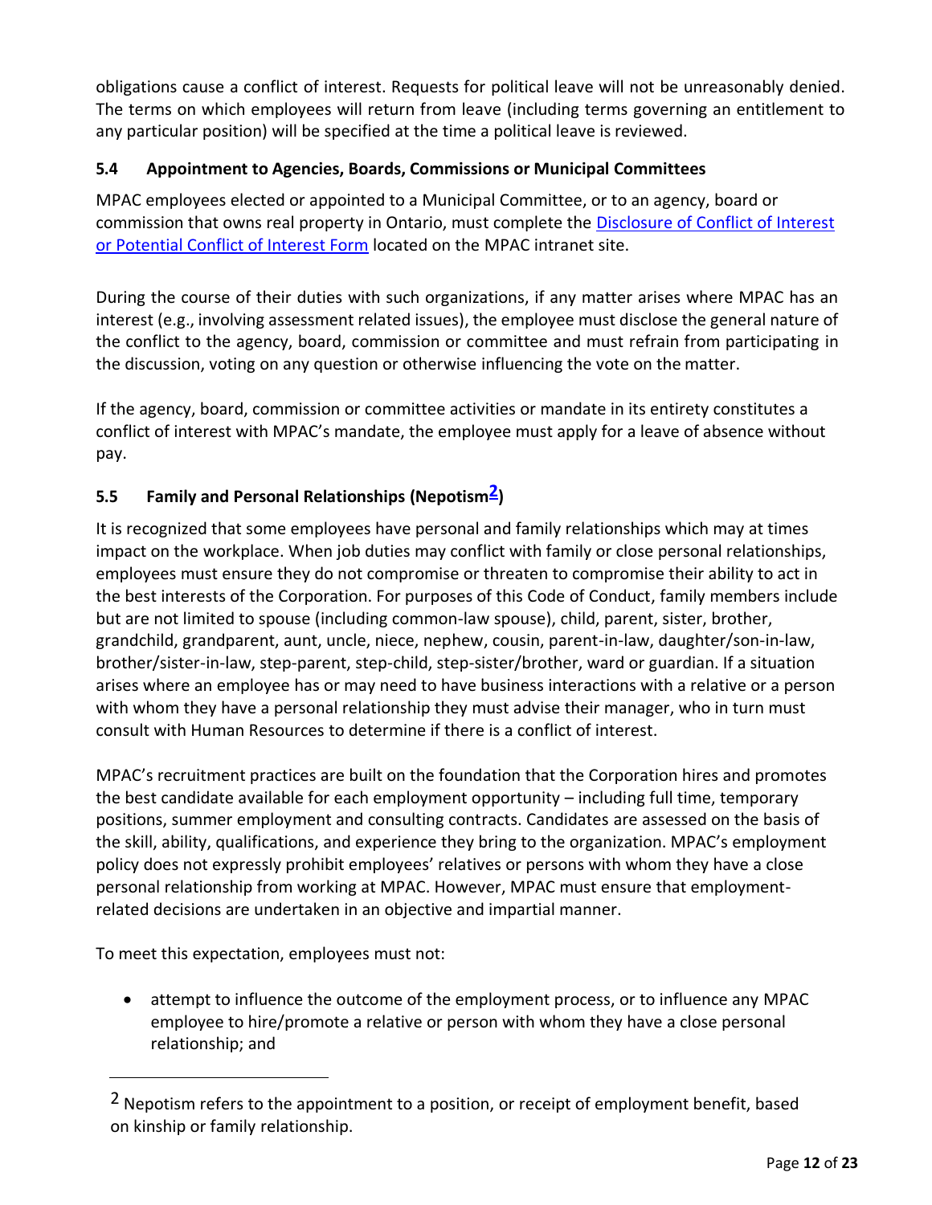obligations cause a conflict of interest. Requests for political leave will not be unreasonably denied. The terms on which employees will return from leave (including terms governing an entitlement to any particular position) will be specified at the time a political leave is reviewed.

### 5.4 Appointment to Agencies, Boards, Commissions or Municipal Committees

MPAC employees elected or appointed to a Municipal Committee, or to an agency, board or commission that owns real property in Ontario, must complete the Disclosure of Conflict of Interest or Potential Conflict of Interest Form located on the MPAC intranet site.

During the course of their duties with such organizations, if any matter arises where MPAC has an interest (e.g., involving assessment related issues), the employee must disclose the general nature of the conflict to the agency, board, commission or committee and must refrain from participating in the discussion, voting on any question or otherwise influencing the vote on the matter.

If the agency, board, commission or committee activities or mandate in its entirety constitutes a conflict of interest with MPAC's mandate, the employee must apply for a leave of absence without pay.

### 5.5 Family and Personal Relationships (Nepotism[2])

It is recognized that some employees have personal and family relationships which may at times impact on the workplace. When job duties may conflict with family or close personal relationships, employees must ensure they do not compromise or threaten to compromise their ability to act in the best interests of the Corporation. For purposes of this Code of Conduct, family members include but are not limited to spouse (including common-law spouse), child, parent, sister, brother, grandchild, grandparent, aunt, uncle, niece, nephew, cousin, parent-in-law, daughter/son-in-law, brother/sister-in-law, step-parent, step-child, step-sister/brother, ward or guardian. If a situation arises where an employee has or may need to have business interactions with a relative or a person with whom they have a personal relationship they must advise their manager, who in turn must consult with Human Resources to determine if there is a conflict of interest.

MPAC's recruitment practices are built on the foundation that the Corporation hires and promotes the best candidate available for each employment opportunity – including full time, temporary positions, summer employment and consulting contracts. Candidates are assessed on the basis of the skill, ability, qualifications, and experience they bring to the organization. MPAC's employment policy does not expressly prohibit employees' relatives or persons with whom they have a close personal relationship from working at MPAC. However, MPAC must ensure that employment-related decisions are undertaken in an objective and impartial manner.

To meet this expectation, employees must not:

- attempt to influence the outcome of the employment process, or to influence any MPAC employee to hire/promote a relative or person with whom they have a close personal relationship; and

---

[2] Nepotism refers to the appointment to a position, or receipt of employment benefit, based on kinship or family relationship.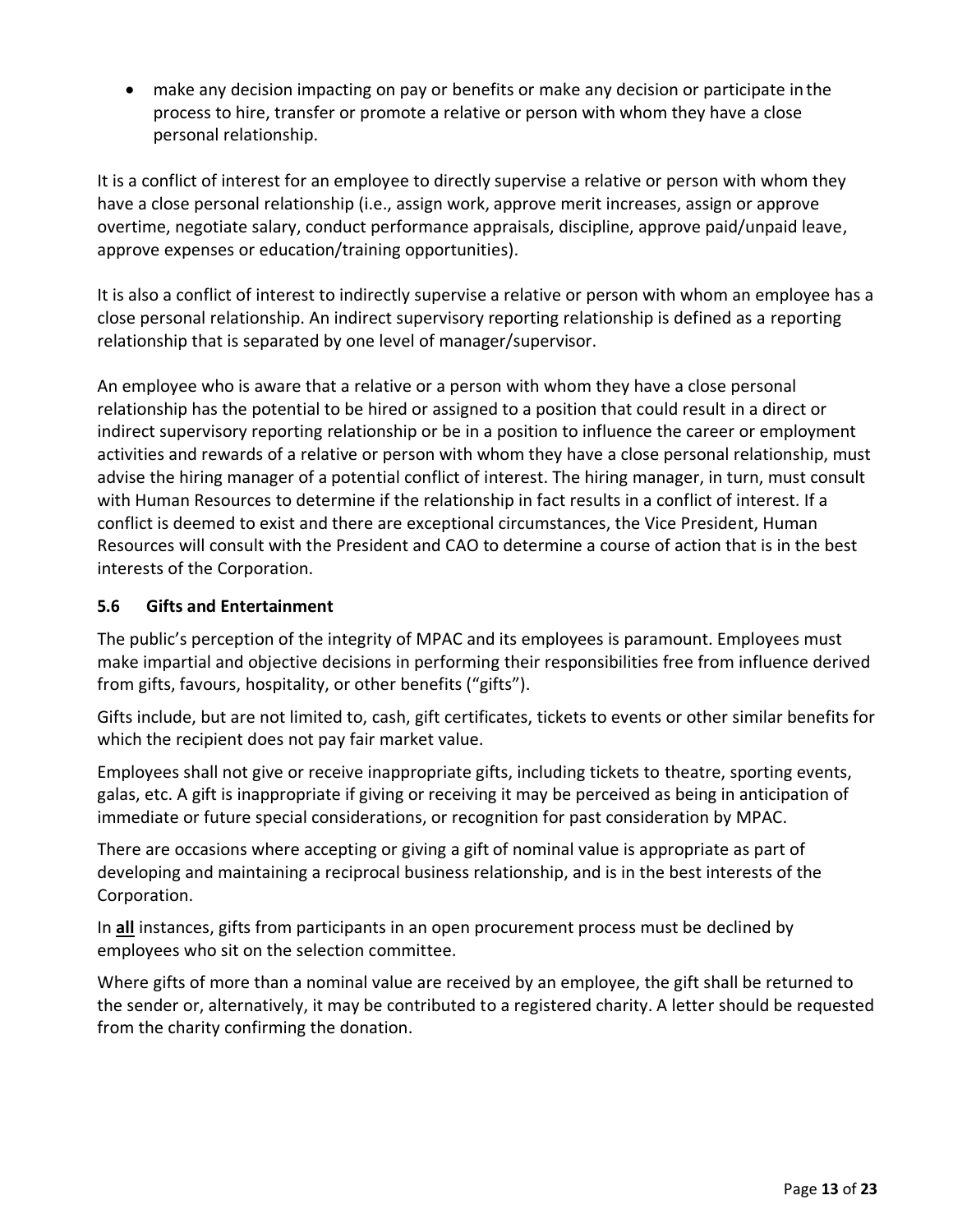- make any decision impacting on pay or benefits or make any decision or participate in the process to hire, transfer or promote a relative or person with whom they have a close personal relationship.

It is a conflict of interest for an employee to directly supervise a relative or person with whom they have a close personal relationship (i.e., assign work, approve merit increases, assign or approve overtime, negotiate salary, conduct performance appraisals, discipline, approve paid/unpaid leave, approve expenses or education/training opportunities).

It is also a conflict of interest to indirectly supervise a relative or person with whom an employee has a close personal relationship. An indirect supervisory reporting relationship is defined as a reporting relationship that is separated by one level of manager/supervisor.

An employee who is aware that a relative or a person with whom they have a close personal relationship has the potential to be hired or assigned to a position that could result in a direct or indirect supervisory reporting relationship or be in a position to influence the career or employment activities and rewards of a relative or person with whom they have a close personal relationship, must advise the hiring manager of a potential conflict of interest. The hiring manager, in turn, must consult with Human Resources to determine if the relationship in fact results in a conflict of interest. If a conflict is deemed to exist and there are exceptional circumstances, the Vice President, Human Resources will consult with the President and CAO to determine a course of action that is in the best interests of the Corporation.

### 5.6 Gifts and Entertainment

The public's perception of the integrity of MPAC and its employees is paramount. Employees must make impartial and objective decisions in performing their responsibilities free from influence derived from gifts, favours, hospitality, or other benefits ("gifts").

Gifts include, but are not limited to, cash, gift certificates, tickets to events or other similar benefits for which the recipient does not pay fair market value.

Employees shall not give or receive inappropriate gifts, including tickets to theatre, sporting events, galas, etc. A gift is inappropriate if giving or receiving it may be perceived as being in anticipation of immediate or future special considerations, or recognition for past consideration by MPAC.

There are occasions where accepting or giving a gift of nominal value is appropriate as part of developing and maintaining a reciprocal business relationship, and is in the best interests of the Corporation.

In **all** instances, gifts from participants in an open procurement process must be declined by employees who sit on the selection committee.

Where gifts of more than a nominal value are received by an employee, the gift shall be returned to the sender or, alternatively, it may be contributed to a registered charity. A letter should be requested from the charity confirming the donation.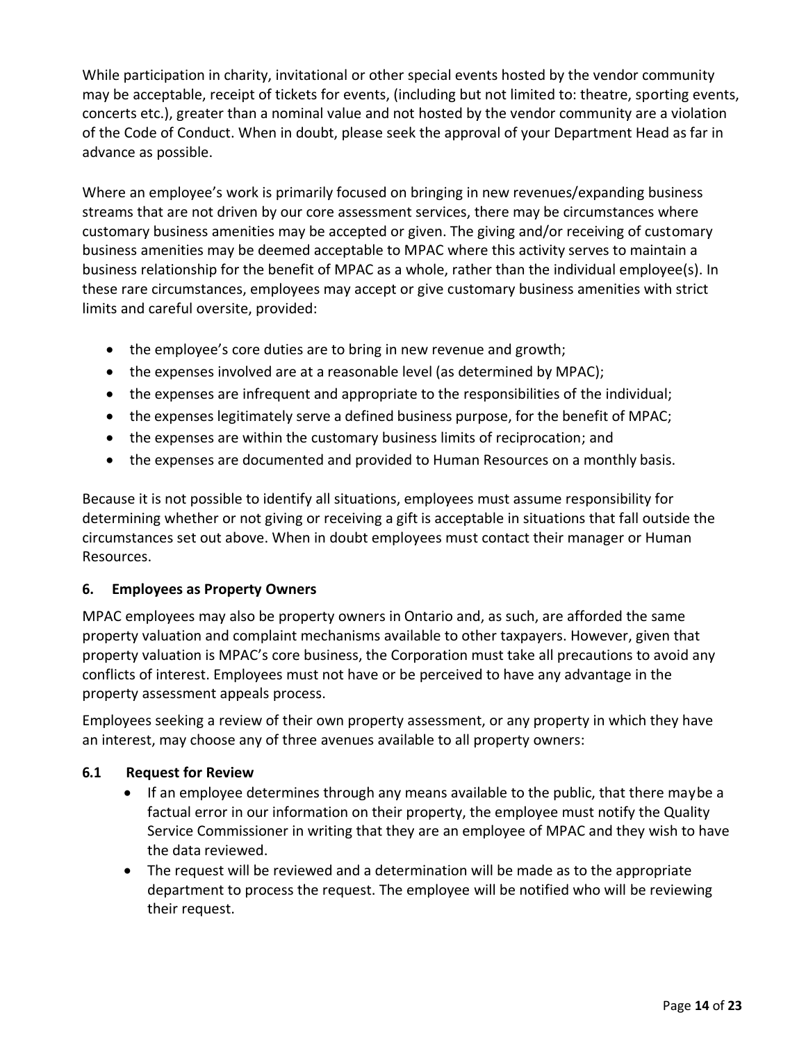While participation in charity, invitational or other special events hosted by the vendor community may be acceptable, receipt of tickets for events, (including but not limited to: theatre, sporting events, concerts etc.), greater than a nominal value and not hosted by the vendor community are a violation of the Code of Conduct. When in doubt, please seek the approval of your Department Head as far in advance as possible.

Where an employee's work is primarily focused on bringing in new revenues/expanding business streams that are not driven by our core assessment services, there may be circumstances where customary business amenities may be accepted or given. The giving and/or receiving of customary business amenities may be deemed acceptable to MPAC where this activity serves to maintain a business relationship for the benefit of MPAC as a whole, rather than the individual employee(s). In these rare circumstances, employees may accept or give customary business amenities with strict limits and careful oversite, provided:

- the employee's core duties are to bring in new revenue and growth;
- the expenses involved are at a reasonable level (as determined by MPAC);
- the expenses are infrequent and appropriate to the responsibilities of the individual;
- the expenses legitimately serve a defined business purpose, for the benefit of MPAC;
- the expenses are within the customary business limits of reciprocation; and
- the expenses are documented and provided to Human Resources on a monthly basis.

Because it is not possible to identify all situations, employees must assume responsibility for determining whether or not giving or receiving a gift is acceptable in situations that fall outside the circumstances set out above. When in doubt employees must contact their manager or Human Resources.

## 6. Employees as Property Owners

MPAC employees may also be property owners in Ontario and, as such, are afforded the same property valuation and complaint mechanisms available to other taxpayers. However, given that property valuation is MPAC's core business, the Corporation must take all precautions to avoid any conflicts of interest. Employees must not have or be perceived to have any advantage in the property assessment appeals process.

Employees seeking a review of their own property assessment, or any property in which they have an interest, may choose any of three avenues available to all property owners:

### 6.1 Request for Review

- If an employee determines through any means available to the public, that there maybe a factual error in our information on their property, the employee must notify the Quality Service Commissioner in writing that they are an employee of MPAC and they wish to have the data reviewed.
- The request will be reviewed and a determination will be made as to the appropriate department to process the request. The employee will be notified who will be reviewing their request.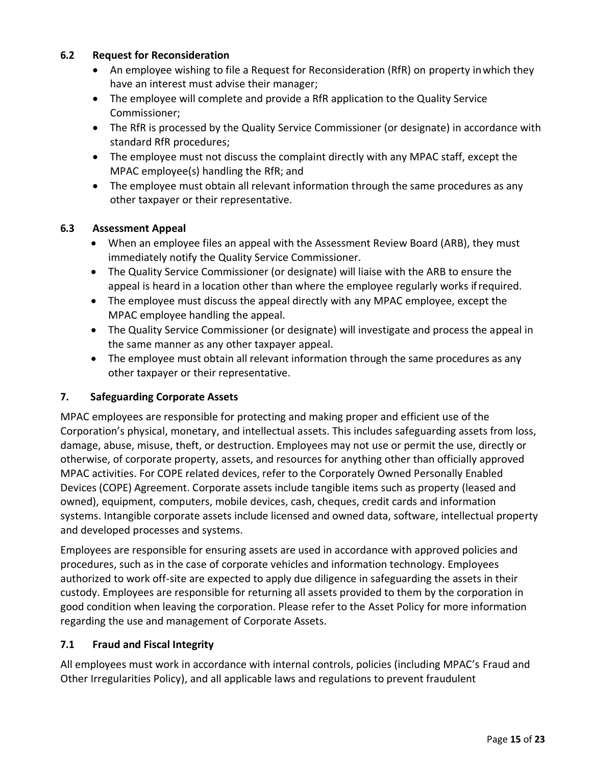### 6.2 Request for Reconsideration

- An employee wishing to file a Request for Reconsideration (RfR) on property in which they have an interest must advise their manager;
- The employee will complete and provide a RfR application to the Quality Service Commissioner;
- The RfR is processed by the Quality Service Commissioner (or designate) in accordance with standard RfR procedures;
- The employee must not discuss the complaint directly with any MPAC staff, except the MPAC employee(s) handling the RfR; and
- The employee must obtain all relevant information through the same procedures as any other taxpayer or their representative.

### 6.3 Assessment Appeal

- When an employee files an appeal with the Assessment Review Board (ARB), they must immediately notify the Quality Service Commissioner.
- The Quality Service Commissioner (or designate) will liaise with the ARB to ensure the appeal is heard in a location other than where the employee regularly works if required.
- The employee must discuss the appeal directly with any MPAC employee, except the MPAC employee handling the appeal.
- The Quality Service Commissioner (or designate) will investigate and process the appeal in the same manner as any other taxpayer appeal.
- The employee must obtain all relevant information through the same procedures as any other taxpayer or their representative.

## 7. Safeguarding Corporate Assets

MPAC employees are responsible for protecting and making proper and efficient use of the Corporation's physical, monetary, and intellectual assets. This includes safeguarding assets from loss, damage, abuse, misuse, theft, or destruction. Employees may not use or permit the use, directly or otherwise, of corporate property, assets, and resources for anything other than officially approved MPAC activities. For COPE related devices, refer to the Corporately Owned Personally Enabled Devices (COPE) Agreement. Corporate assets include tangible items such as property (leased and owned), equipment, computers, mobile devices, cash, cheques, credit cards and information systems. Intangible corporate assets include licensed and owned data, software, intellectual property and developed processes and systems.

Employees are responsible for ensuring assets are used in accordance with approved policies and procedures, such as in the case of corporate vehicles and information technology. Employees authorized to work off-site are expected to apply due diligence in safeguarding the assets in their custody. Employees are responsible for returning all assets provided to them by the corporation in good condition when leaving the corporation. Please refer to the Asset Policy for more information regarding the use and management of Corporate Assets.

### 7.1 Fraud and Fiscal Integrity

All employees must work in accordance with internal controls, policies (including MPAC's Fraud and Other Irregularities Policy), and all applicable laws and regulations to prevent fraudulent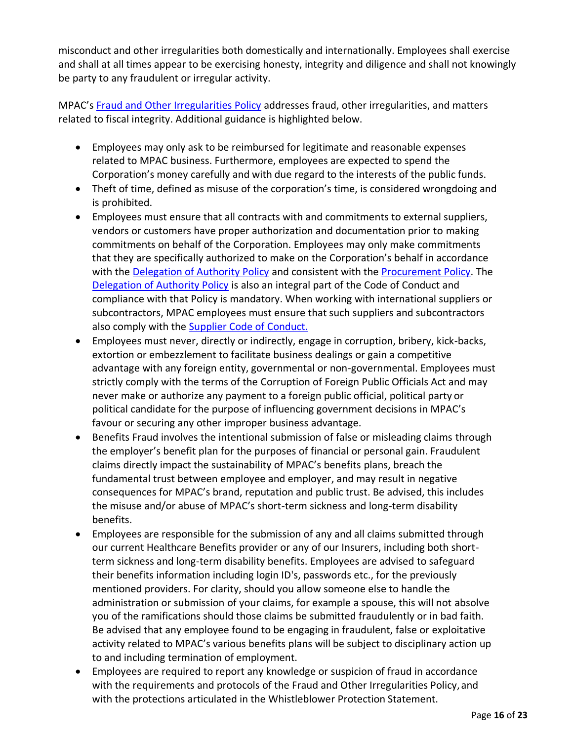misconduct and other irregularities both domestically and internationally. Employees shall exercise and shall at all times appear to be exercising honesty, integrity and diligence and shall not knowingly be party to any fraudulent or irregular activity.

MPAC's Fraud and Other Irregularities Policy addresses fraud, other irregularities, and matters related to fiscal integrity. Additional guidance is highlighted below.

- Employees may only ask to be reimbursed for legitimate and reasonable expenses related to MPAC business. Furthermore, employees are expected to spend the Corporation's money carefully and with due regard to the interests of the public funds.
- Theft of time, defined as misuse of the corporation's time, is considered wrongdoing and is prohibited.
- Employees must ensure that all contracts with and commitments to external suppliers, vendors or customers have proper authorization and documentation prior to making commitments on behalf of the Corporation. Employees may only make commitments that they are specifically authorized to make on the Corporation's behalf in accordance with the Delegation of Authority Policy and consistent with the Procurement Policy. The Delegation of Authority Policy is also an integral part of the Code of Conduct and compliance with that Policy is mandatory. When working with international suppliers or subcontractors, MPAC employees must ensure that such suppliers and subcontractors also comply with the Supplier Code of Conduct.
- Employees must never, directly or indirectly, engage in corruption, bribery, kick-backs, extortion or embezzlement to facilitate business dealings or gain a competitive advantage with any foreign entity, governmental or non-governmental. Employees must strictly comply with the terms of the Corruption of Foreign Public Officials Act and may never make or authorize any payment to a foreign public official, political party or political candidate for the purpose of influencing government decisions in MPAC's favour or securing any other improper business advantage.
- Benefits Fraud involves the intentional submission of false or misleading claims through the employer's benefit plan for the purposes of financial or personal gain. Fraudulent claims directly impact the sustainability of MPAC's benefits plans, breach the fundamental trust between employee and employer, and may result in negative consequences for MPAC's brand, reputation and public trust. Be advised, this includes the misuse and/or abuse of MPAC's short-term sickness and long-term disability benefits.
- Employees are responsible for the submission of any and all claims submitted through our current Healthcare Benefits provider or any of our Insurers, including both short-term sickness and long-term disability benefits. Employees are advised to safeguard their benefits information including login ID's, passwords etc., for the previously mentioned providers. For clarity, should you allow someone else to handle the administration or submission of your claims, for example a spouse, this will not absolve you of the ramifications should those claims be submitted fraudulently or in bad faith. Be advised that any employee found to be engaging in fraudulent, false or exploitative activity related to MPAC's various benefits plans will be subject to disciplinary action up to and including termination of employment.
- Employees are required to report any knowledge or suspicion of fraud in accordance with the requirements and protocols of the Fraud and Other Irregularities Policy, and with the protections articulated in the Whistleblower Protection Statement.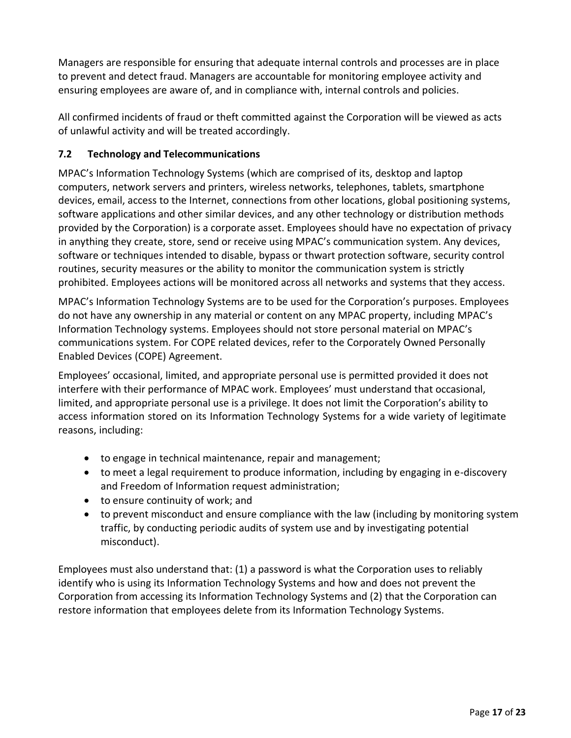Managers are responsible for ensuring that adequate internal controls and processes are in place to prevent and detect fraud. Managers are accountable for monitoring employee activity and ensuring employees are aware of, and in compliance with, internal controls and policies.

All confirmed incidents of fraud or theft committed against the Corporation will be viewed as acts of unlawful activity and will be treated accordingly.

### 7.2 Technology and Telecommunications

MPAC's Information Technology Systems (which are comprised of its, desktop and laptop computers, network servers and printers, wireless networks, telephones, tablets, smartphone devices, email, access to the Internet, connections from other locations, global positioning systems, software applications and other similar devices, and any other technology or distribution methods provided by the Corporation) is a corporate asset. Employees should have no expectation of privacy in anything they create, store, send or receive using MPAC's communication system. Any devices, software or techniques intended to disable, bypass or thwart protection software, security control routines, security measures or the ability to monitor the communication system is strictly prohibited. Employees actions will be monitored across all networks and systems that they access.

MPAC's Information Technology Systems are to be used for the Corporation's purposes. Employees do not have any ownership in any material or content on any MPAC property, including MPAC's Information Technology systems. Employees should not store personal material on MPAC's communications system. For COPE related devices, refer to the Corporately Owned Personally Enabled Devices (COPE) Agreement.

Employees' occasional, limited, and appropriate personal use is permitted provided it does not interfere with their performance of MPAC work. Employees' must understand that occasional, limited, and appropriate personal use is a privilege. It does not limit the Corporation's ability to access information stored on its Information Technology Systems for a wide variety of legitimate reasons, including:

- to engage in technical maintenance, repair and management;
- to meet a legal requirement to produce information, including by engaging in e-discovery and Freedom of Information request administration;
- to ensure continuity of work; and
- to prevent misconduct and ensure compliance with the law (including by monitoring system traffic, by conducting periodic audits of system use and by investigating potential misconduct).

Employees must also understand that: (1) a password is what the Corporation uses to reliably identify who is using its Information Technology Systems and how and does not prevent the Corporation from accessing its Information Technology Systems and (2) that the Corporation can restore information that employees delete from its Information Technology Systems.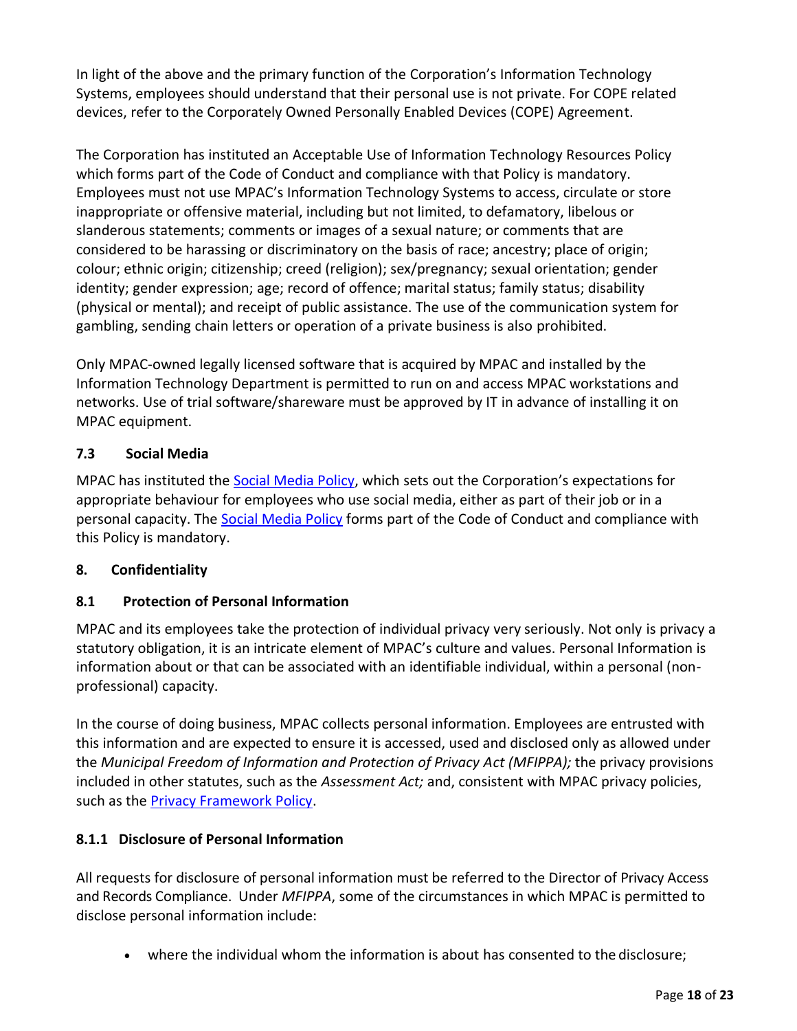In light of the above and the primary function of the Corporation's Information Technology Systems, employees should understand that their personal use is not private. For COPE related devices, refer to the Corporately Owned Personally Enabled Devices (COPE) Agreement.

The Corporation has instituted an Acceptable Use of Information Technology Resources Policy which forms part of the Code of Conduct and compliance with that Policy is mandatory. Employees must not use MPAC's Information Technology Systems to access, circulate or store inappropriate or offensive material, including but not limited, to defamatory, libelous or slanderous statements; comments or images of a sexual nature; or comments that are considered to be harassing or discriminatory on the basis of race; ancestry; place of origin; colour; ethnic origin; citizenship; creed (religion); sex/pregnancy; sexual orientation; gender identity; gender expression; age; record of offence; marital status; family status; disability (physical or mental); and receipt of public assistance. The use of the communication system for gambling, sending chain letters or operation of a private business is also prohibited.

Only MPAC-owned legally licensed software that is acquired by MPAC and installed by the Information Technology Department is permitted to run on and access MPAC workstations and networks. Use of trial software/shareware must be approved by IT in advance of installing it on MPAC equipment.

### 7.3 Social Media

MPAC has instituted the Social Media Policy, which sets out the Corporation's expectations for appropriate behaviour for employees who use social media, either as part of their job or in a personal capacity. The Social Media Policy forms part of the Code of Conduct and compliance with this Policy is mandatory.

## 8. Confidentiality

### 8.1 Protection of Personal Information

MPAC and its employees take the protection of individual privacy very seriously. Not only is privacy a statutory obligation, it is an intricate element of MPAC's culture and values. Personal Information is information about or that can be associated with an identifiable individual, within a personal (non-professional) capacity.

In the course of doing business, MPAC collects personal information. Employees are entrusted with this information and are expected to ensure it is accessed, used and disclosed only as allowed under the *Municipal Freedom of Information and Protection of Privacy Act (MFIPPA);* the privacy provisions included in other statutes, such as the *Assessment Act;* and, consistent with MPAC privacy policies, such as the Privacy Framework Policy.

#### 8.1.1 Disclosure of Personal Information

All requests for disclosure of personal information must be referred to the Director of Privacy Access and Records Compliance. Under *MFIPPA*, some of the circumstances in which MPAC is permitted to disclose personal information include:

- where the individual whom the information is about has consented to the disclosure;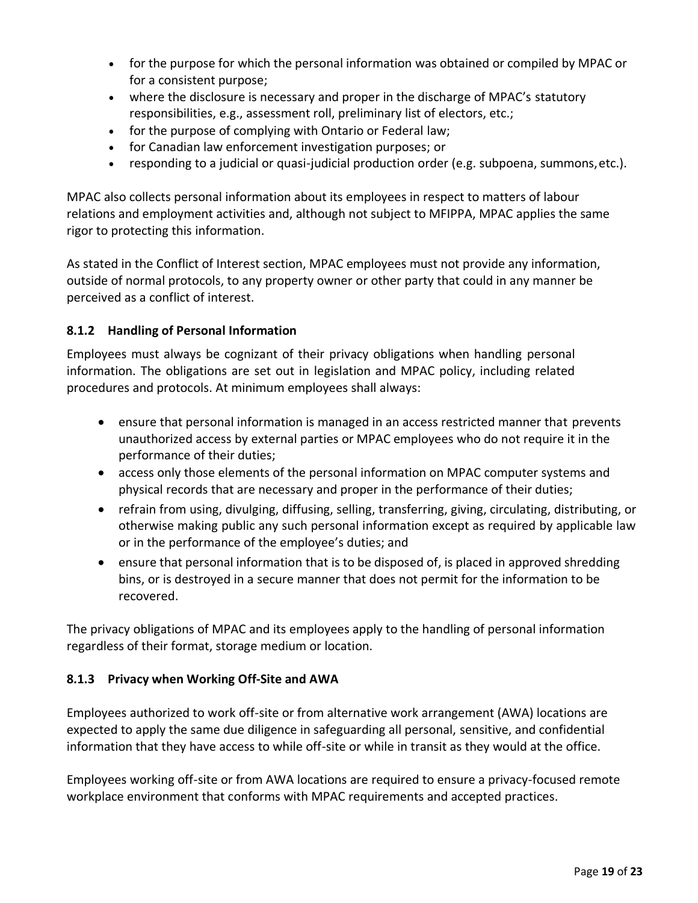- for the purpose for which the personal information was obtained or compiled by MPAC or for a consistent purpose;
- where the disclosure is necessary and proper in the discharge of MPAC's statutory responsibilities, e.g., assessment roll, preliminary list of electors, etc.;
- for the purpose of complying with Ontario or Federal law;
- for Canadian law enforcement investigation purposes; or
- responding to a judicial or quasi-judicial production order (e.g. subpoena, summons, etc.).

MPAC also collects personal information about its employees in respect to matters of labour relations and employment activities and, although not subject to MFIPPA, MPAC applies the same rigor to protecting this information.

As stated in the Conflict of Interest section, MPAC employees must not provide any information, outside of normal protocols, to any property owner or other party that could in any manner be perceived as a conflict of interest.

### 8.1.2 Handling of Personal Information

Employees must always be cognizant of their privacy obligations when handling personal information. The obligations are set out in legislation and MPAC policy, including related procedures and protocols. At minimum employees shall always:

- ensure that personal information is managed in an access restricted manner that prevents unauthorized access by external parties or MPAC employees who do not require it in the performance of their duties;
- access only those elements of the personal information on MPAC computer systems and physical records that are necessary and proper in the performance of their duties;
- refrain from using, divulging, diffusing, selling, transferring, giving, circulating, distributing, or otherwise making public any such personal information except as required by applicable law or in the performance of the employee's duties; and
- ensure that personal information that is to be disposed of, is placed in approved shredding bins, or is destroyed in a secure manner that does not permit for the information to be recovered.

The privacy obligations of MPAC and its employees apply to the handling of personal information regardless of their format, storage medium or location.

### 8.1.3 Privacy when Working Off-Site and AWA

Employees authorized to work off-site or from alternative work arrangement (AWA) locations are expected to apply the same due diligence in safeguarding all personal, sensitive, and confidential information that they have access to while off-site or while in transit as they would at the office.

Employees working off-site or from AWA locations are required to ensure a privacy-focused remote workplace environment that conforms with MPAC requirements and accepted practices.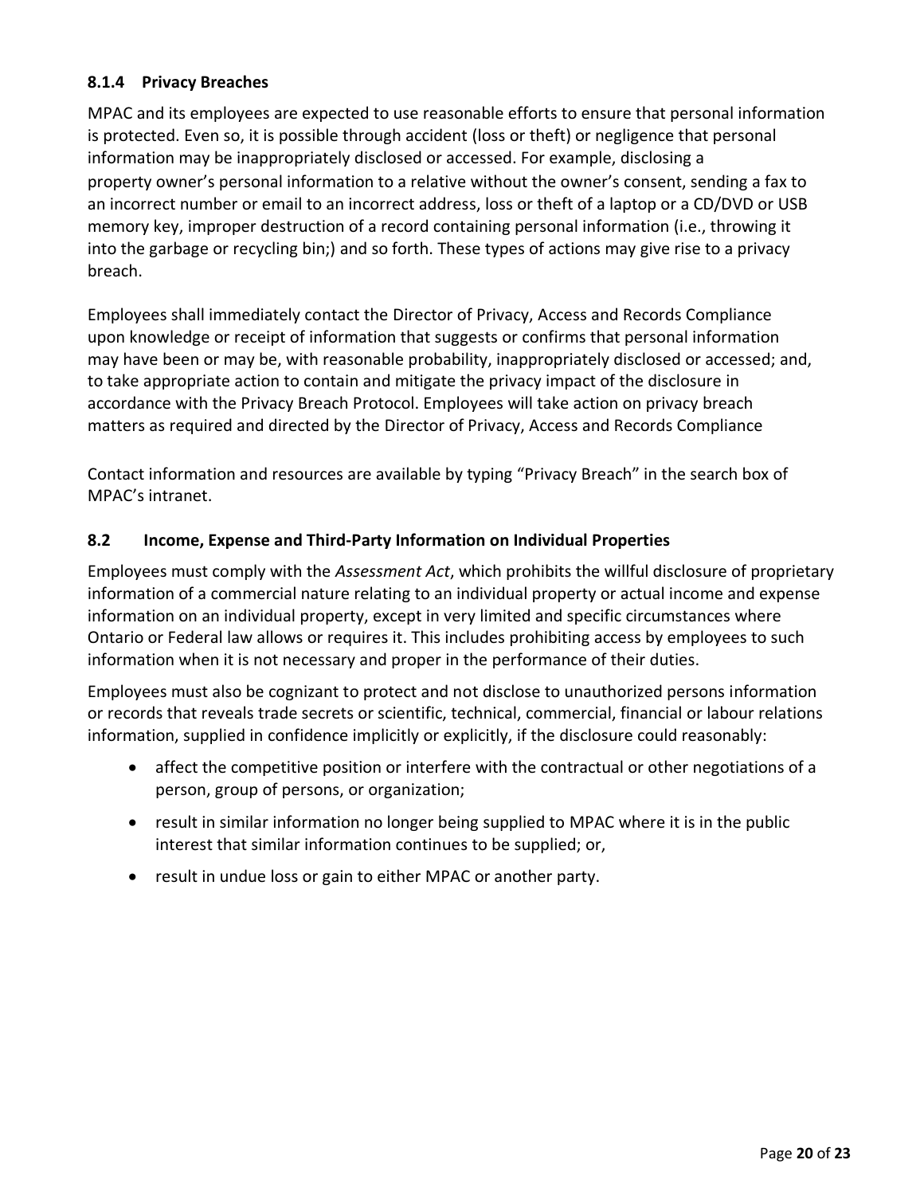#### 8.1.4 Privacy Breaches

MPAC and its employees are expected to use reasonable efforts to ensure that personal information is protected. Even so, it is possible through accident (loss or theft) or negligence that personal information may be inappropriately disclosed or accessed. For example, disclosing a property owner's personal information to a relative without the owner's consent, sending a fax to an incorrect number or email to an incorrect address, loss or theft of a laptop or a CD/DVD or USB memory key, improper destruction of a record containing personal information (i.e., throwing it into the garbage or recycling bin;) and so forth. These types of actions may give rise to a privacy breach.

Employees shall immediately contact the Director of Privacy, Access and Records Compliance upon knowledge or receipt of information that suggests or confirms that personal information may have been or may be, with reasonable probability, inappropriately disclosed or accessed; and, to take appropriate action to contain and mitigate the privacy impact of the disclosure in accordance with the Privacy Breach Protocol. Employees will take action on privacy breach matters as required and directed by the Director of Privacy, Access and Records Compliance

Contact information and resources are available by typing "Privacy Breach" in the search box of MPAC's intranet.

### 8.2 Income, Expense and Third-Party Information on Individual Properties

Employees must comply with the *Assessment Act*, which prohibits the willful disclosure of proprietary information of a commercial nature relating to an individual property or actual income and expense information on an individual property, except in very limited and specific circumstances where Ontario or Federal law allows or requires it. This includes prohibiting access by employees to such information when it is not necessary and proper in the performance of their duties.

Employees must also be cognizant to protect and not disclose to unauthorized persons information or records that reveals trade secrets or scientific, technical, commercial, financial or labour relations information, supplied in confidence implicitly or explicitly, if the disclosure could reasonably:

- affect the competitive position or interfere with the contractual or other negotiations of a person, group of persons, or organization;
- result in similar information no longer being supplied to MPAC where it is in the public interest that similar information continues to be supplied; or,
- result in undue loss or gain to either MPAC or another party.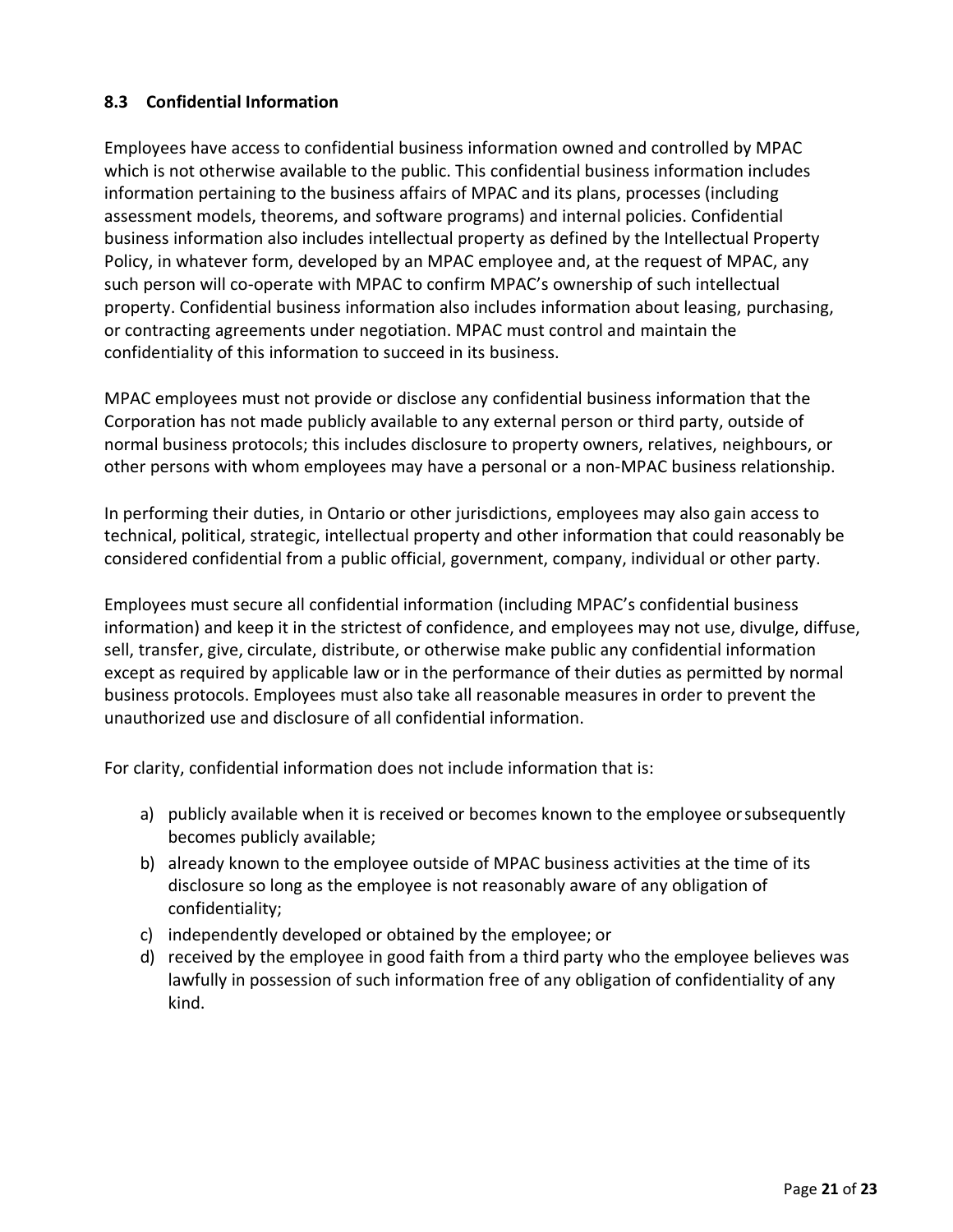### 8.3 Confidential Information

Employees have access to confidential business information owned and controlled by MPAC which is not otherwise available to the public. This confidential business information includes information pertaining to the business affairs of MPAC and its plans, processes (including assessment models, theorems, and software programs) and internal policies. Confidential business information also includes intellectual property as defined by the Intellectual Property Policy, in whatever form, developed by an MPAC employee and, at the request of MPAC, any such person will co-operate with MPAC to confirm MPAC's ownership of such intellectual property. Confidential business information also includes information about leasing, purchasing, or contracting agreements under negotiation. MPAC must control and maintain the confidentiality of this information to succeed in its business.

MPAC employees must not provide or disclose any confidential business information that the Corporation has not made publicly available to any external person or third party, outside of normal business protocols; this includes disclosure to property owners, relatives, neighbours, or other persons with whom employees may have a personal or a non-MPAC business relationship.

In performing their duties, in Ontario or other jurisdictions, employees may also gain access to technical, political, strategic, intellectual property and other information that could reasonably be considered confidential from a public official, government, company, individual or other party.

Employees must secure all confidential information (including MPAC's confidential business information) and keep it in the strictest of confidence, and employees may not use, divulge, diffuse, sell, transfer, give, circulate, distribute, or otherwise make public any confidential information except as required by applicable law or in the performance of their duties as permitted by normal business protocols. Employees must also take all reasonable measures in order to prevent the unauthorized use and disclosure of all confidential information.

For clarity, confidential information does not include information that is:

a) publicly available when it is received or becomes known to the employee or subsequently becomes publicly available;
b) already known to the employee outside of MPAC business activities at the time of its disclosure so long as the employee is not reasonably aware of any obligation of confidentiality;
c) independently developed or obtained by the employee; or
d) received by the employee in good faith from a third party who the employee believes was lawfully in possession of such information free of any obligation of confidentiality of any kind.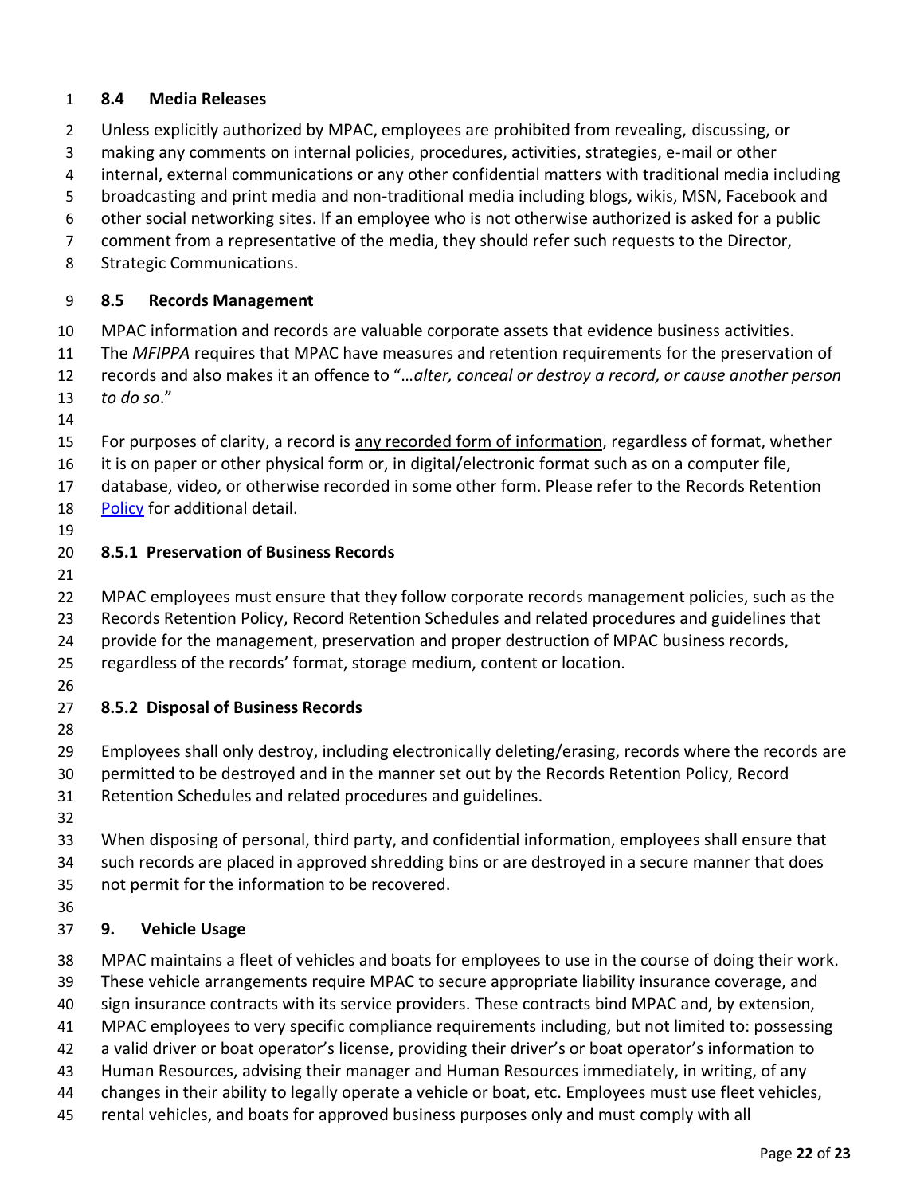## 8.4 Media Releases

Unless explicitly authorized by MPAC, employees are prohibited from revealing, discussing, or making any comments on internal policies, procedures, activities, strategies, e-mail or other internal, external communications or any other confidential matters with traditional media including broadcasting and print media and non-traditional media including blogs, wikis, MSN, Facebook and other social networking sites. If an employee who is not otherwise authorized is asked for a public comment from a representative of the media, they should refer such requests to the Director, Strategic Communications.

## 8.5 Records Management

MPAC information and records are valuable corporate assets that evidence business activities. The *MFIPPA* requires that MPAC have measures and retention requirements for the preservation of records and also makes it an offence to "…*alter, conceal or destroy a record, or cause another person to do so*."

For purposes of clarity, a record is any recorded form of information, regardless of format, whether it is on paper or other physical form or, in digital/electronic format such as on a computer file, database, video, or otherwise recorded in some other form. Please refer to the Records Retention Policy for additional detail.

### 8.5.1 Preservation of Business Records

MPAC employees must ensure that they follow corporate records management policies, such as the Records Retention Policy, Record Retention Schedules and related procedures and guidelines that provide for the management, preservation and proper destruction of MPAC business records, regardless of the records' format, storage medium, content or location.

### 8.5.2 Disposal of Business Records

Employees shall only destroy, including electronically deleting/erasing, records where the records are permitted to be destroyed and in the manner set out by the Records Retention Policy, Record Retention Schedules and related procedures and guidelines.

When disposing of personal, third party, and confidential information, employees shall ensure that such records are placed in approved shredding bins or are destroyed in a secure manner that does not permit for the information to be recovered.

## 9. Vehicle Usage

MPAC maintains a fleet of vehicles and boats for employees to use in the course of doing their work. These vehicle arrangements require MPAC to secure appropriate liability insurance coverage, and sign insurance contracts with its service providers. These contracts bind MPAC and, by extension, MPAC employees to very specific compliance requirements including, but not limited to: possessing a valid driver or boat operator's license, providing their driver's or boat operator's information to Human Resources, advising their manager and Human Resources immediately, in writing, of any changes in their ability to legally operate a vehicle or boat, etc. Employees must use fleet vehicles, rental vehicles, and boats for approved business purposes only and must comply with all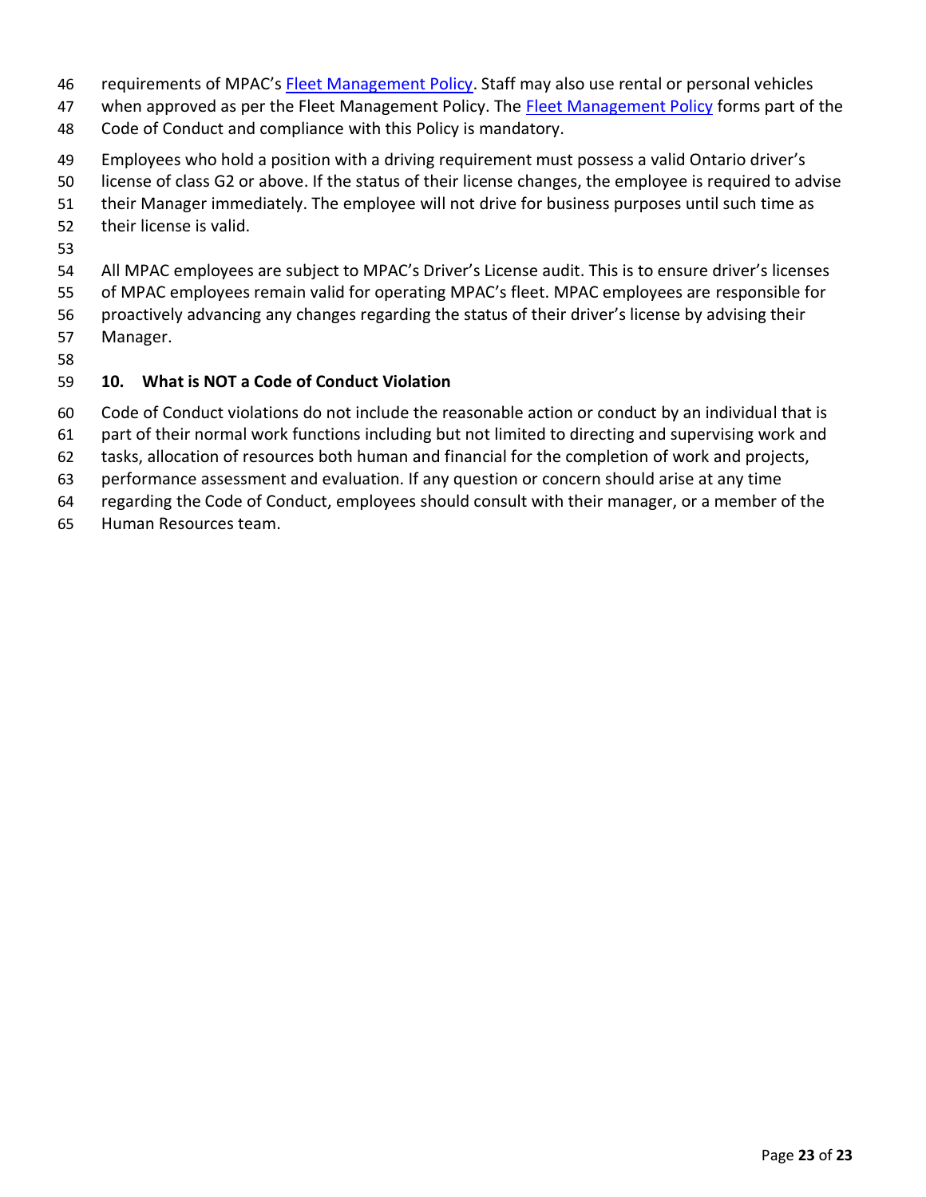requirements of MPAC's [Fleet Management Policy](). Staff may also use rental or personal vehicles when approved as per the Fleet Management Policy. The [Fleet Management Policy]() forms part of the Code of Conduct and compliance with this Policy is mandatory.

Employees who hold a position with a driving requirement must possess a valid Ontario driver's license of class G2 or above. If the status of their license changes, the employee is required to advise their Manager immediately. The employee will not drive for business purposes until such time as their license is valid.

All MPAC employees are subject to MPAC's Driver's License audit. This is to ensure driver's licenses of MPAC employees remain valid for operating MPAC's fleet. MPAC employees are responsible for proactively advancing any changes regarding the status of their driver's license by advising their Manager.

## 10. What is NOT a Code of Conduct Violation

Code of Conduct violations do not include the reasonable action or conduct by an individual that is part of their normal work functions including but not limited to directing and supervising work and tasks, allocation of resources both human and financial for the completion of work and projects, performance assessment and evaluation. If any question or concern should arise at any time regarding the Code of Conduct, employees should consult with their manager, or a member of the Human Resources team.